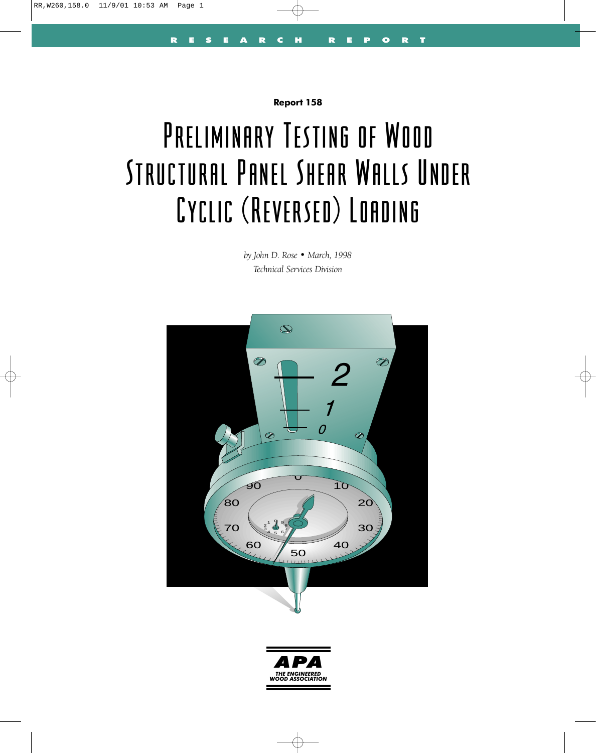RESEARCH REPORT

**Report 158**

# Preliminary Testing of Wood Structural Panel Shear Walls Under Cyclic (Reversed) Loading

*by John D. Rose • March, 1998*
*Technical Services Division*

APA
THE ENGINEERED WOOD ASSOCIATION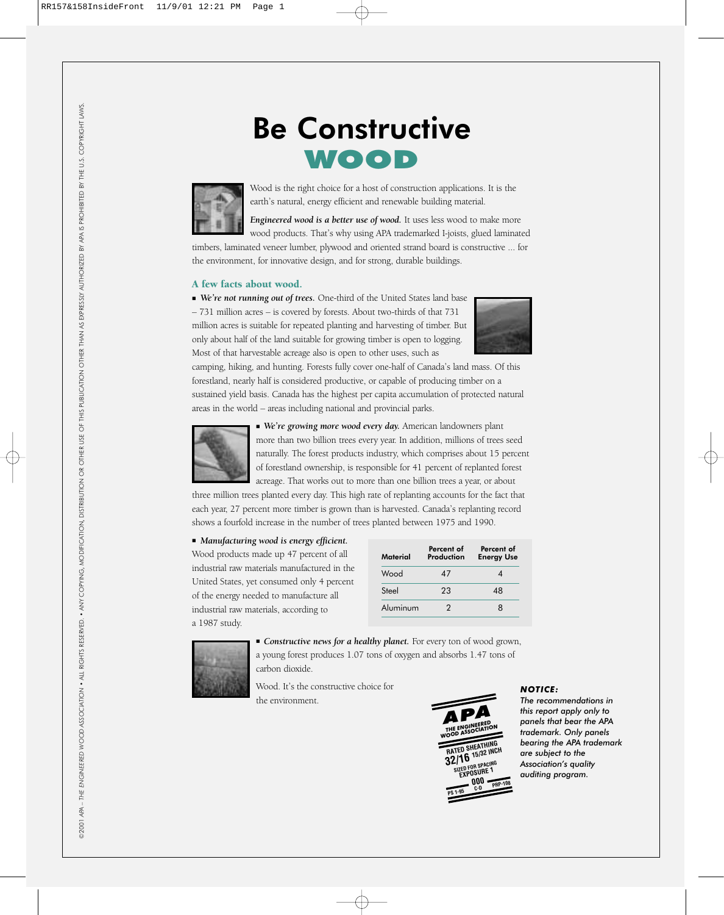# Be Constructive

## WOOD

Wood is the right choice for a host of construction applications. It is the earth's natural, energy efficient and renewable building material.

***Engineered wood is a better use of wood.*** It uses less wood to make more wood products. That's why using APA trademarked I-joists, glued laminated timbers, laminated veneer lumber, plywood and oriented strand board is constructive ... for the environment, for innovative design, and for strong, durable buildings.

### A few facts about wood.

- ***We're not running out of trees.*** One-third of the United States land base – 731 million acres – is covered by forests. About two-thirds of that 731 million acres is suitable for repeated planting and harvesting of timber. But only about half of the land suitable for growing timber is open to logging. Most of that harvestable acreage also is open to other uses, such as camping, hiking, and hunting. Forests fully cover one-half of Canada's land mass. Of this forestland, nearly half is considered productive, or capable of producing timber on a sustained yield basis. Canada has the highest per capita accumulation of protected natural areas in the world – areas including national and provincial parks.

- ***We're growing more wood every day.*** American landowners plant more than two billion trees every year. In addition, millions of trees seed naturally. The forest products industry, which comprises about 15 percent of forestland ownership, is responsible for 41 percent of replanted forest acreage. That works out to more than one billion trees a year, or about three million trees planted every day. This high rate of replanting accounts for the fact that each year, 27 percent more timber is grown than is harvested. Canada's replanting record shows a fourfold increase in the number of trees planted between 1975 and 1990.

- ***Manufacturing wood is energy efficient.*** Wood products made up 47 percent of all industrial raw materials manufactured in the United States, yet consumed only 4 percent of the energy needed to manufacture all industrial raw materials, according to a 1987 study.

| Material | Percent of Production | Percent of Energy Use |
|---|---|---|
| Wood | 47 | 4 |
| Steel | 23 | 48 |
| Aluminum | 2 | 8 |

- ***Constructive news for a healthy planet.*** For every ton of wood grown, a young forest produces 1.07 tons of oxygen and absorbs 1.47 tons of carbon dioxide.

Wood. It's the constructive choice for the environment.

***NOTICE:***
*The recommendations in this report apply only to panels that bear the APA trademark. Only panels bearing the APA trademark are subject to the Association's quality auditing program.*

©2001 APA – *THE ENGINEERED WOOD ASSOCIATION* • ALL RIGHTS RESERVED. • ANY COPYING, MODIFICATION, DISTRIBUTION OR OTHER USE OF THIS PUBLICATION OTHER THAN AS EXPRESSLY AUTHORIZED BY APA IS PROHIBITED BY THE U.S. COPYRIGHT LAWS.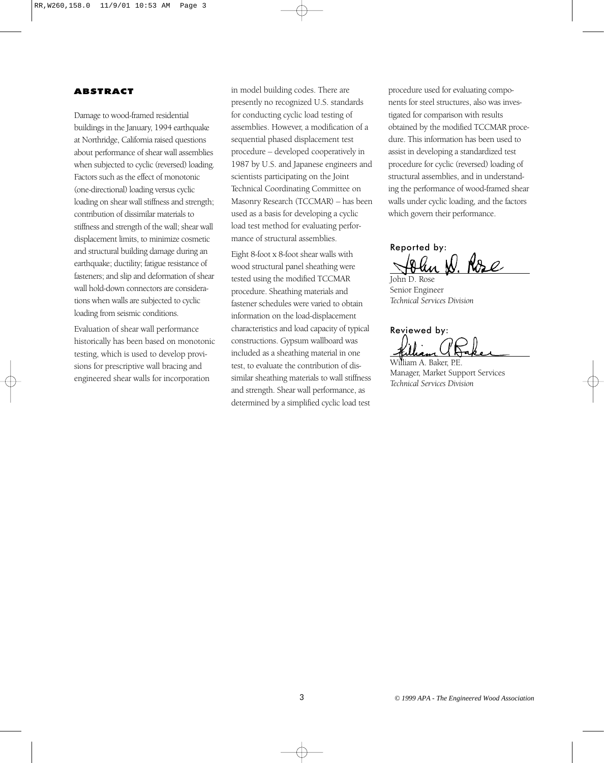## ABSTRACT

Damage to wood-framed residential buildings in the January, 1994 earthquake at Northridge, California raised questions about performance of shear wall assemblies when subjected to cyclic (reversed) loading. Factors such as the effect of monotonic (one-directional) loading versus cyclic loading on shear wall stiffness and strength; contribution of dissimilar materials to stiffness and strength of the wall; shear wall displacement limits, to minimize cosmetic and structural building damage during an earthquake; ductility; fatigue resistance of fasteners; and slip and deformation of shear wall hold-down connectors are considerations when walls are subjected to cyclic loading from seismic conditions.

Evaluation of shear wall performance historically has been based on monotonic testing, which is used to develop provisions for prescriptive wall bracing and engineered shear walls for incorporation in model building codes. There are presently no recognized U.S. standards for conducting cyclic load testing of assemblies. However, a modification of a sequential phased displacement test procedure – developed cooperatively in 1987 by U.S. and Japanese engineers and scientists participating on the Joint Technical Coordinating Committee on Masonry Research (TCCMAR) – has been used as a basis for developing a cyclic load test method for evaluating performance of structural assemblies.

Eight 8-foot x 8-foot shear walls with wood structural panel sheathing were tested using the modified TCCMAR procedure. Sheathing materials and fastener schedules were varied to obtain information on the load-displacement characteristics and load capacity of typical constructions. Gypsum wallboard was included as a sheathing material in one test, to evaluate the contribution of dissimilar sheathing materials to wall stiffness and strength. Shear wall performance, as determined by a simplified cyclic load test procedure used for evaluating components for steel structures, also was investigated for comparison with results obtained by the modified TCCMAR procedure. This information has been used to assist in developing a standardized test procedure for cyclic (reversed) loading of structural assemblies, and in understanding the performance of wood-framed shear walls under cyclic loading, and the factors which govern their performance.

Reported by:

John D. Rose
Senior Engineer
*Technical Services Division*

Reviewed by:

William A. Baker, P.E.
Manager, Market Support Services
*Technical Services Division*

*© 1999 APA - The Engineered Wood Association*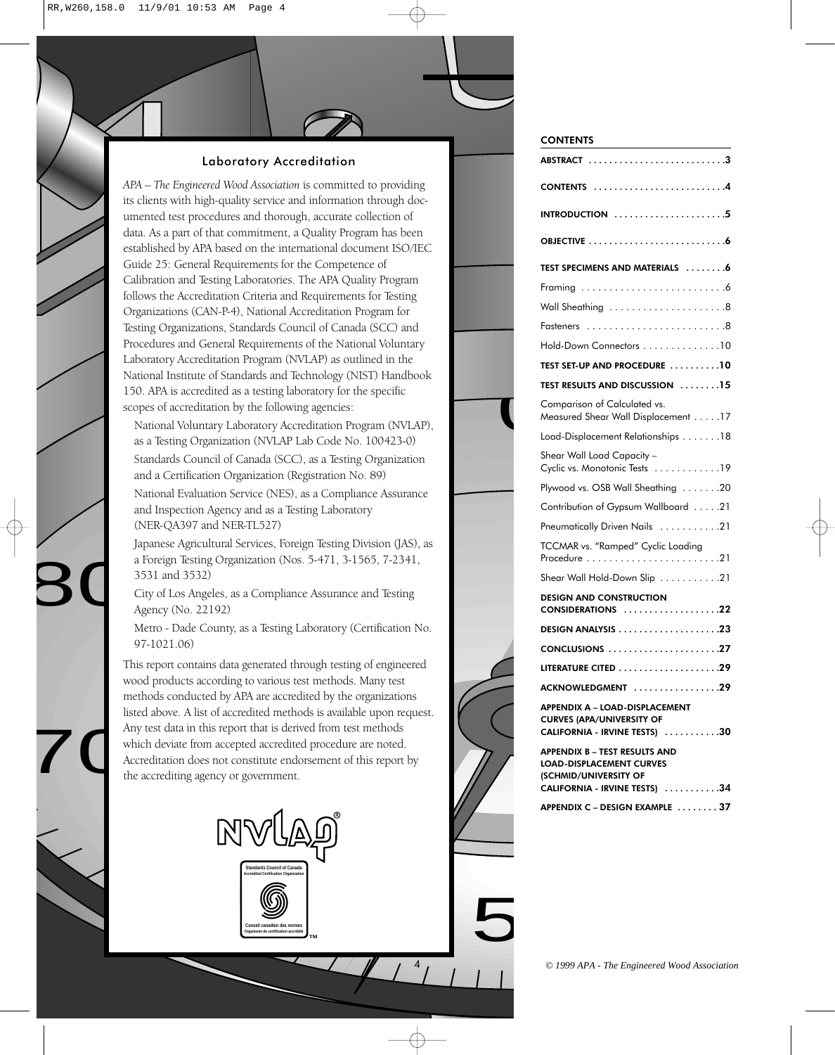## Laboratory Accreditation

*APA – The Engineered Wood Association* is committed to providing its clients with high-quality service and information through documented test procedures and thorough, accurate collection of data. As a part of that commitment, a Quality Program has been established by APA based on the international document ISO/IEC Guide 25: General Requirements for the Competence of Calibration and Testing Laboratories. The APA Quality Program follows the Accreditation Criteria and Requirements for Testing Organizations (CAN-P-4), National Accreditation Program for Testing Organizations, Standards Council of Canada (SCC) and Procedures and General Requirements of the National Voluntary Laboratory Accreditation Program (NVLAP) as outlined in the National Institute of Standards and Technology (NIST) Handbook 150. APA is accredited as a testing laboratory for the specific scopes of accreditation by the following agencies:

- National Voluntary Laboratory Accreditation Program (NVLAP), as a Testing Organization (NVLAP Lab Code No. 100423-0)
- Standards Council of Canada (SCC), as a Testing Organization and a Certification Organization (Registration No. 89)
- National Evaluation Service (NES), as a Compliance Assurance and Inspection Agency and as a Testing Laboratory (NER-QA397 and NER-TL527)
- Japanese Agricultural Services, Foreign Testing Division (JAS), as a Foreign Testing Organization (Nos. 5-471, 3-1565, 7-2341, 3531 and 3532)
- City of Los Angeles, as a Compliance Assurance and Testing Agency (No. 22192)
- Metro - Dade County, as a Testing Laboratory (Certification No. 97-1021.06)

This report contains data generated through testing of engineered wood products according to various test methods. Many test methods conducted by APA are accredited by the organizations listed above. A list of accredited methods is available upon request. Any test data in this report that is derived from test methods which deviate from accepted accredited procedure are noted. Accreditation does not constitute endorsement of this report by the accrediting agency or government.

NVLAP®

Standards Council of Canada
Accredited Certification Organization

Conseil canadien des normes
Organisme de certification accrédité ™

## CONTENTS

| | |
|---|---|
| **ABSTRACT** | **3** |
| **CONTENTS** | **4** |
| **INTRODUCTION** | **5** |
| **OBJECTIVE** | **6** |
| **TEST SPECIMENS AND MATERIALS** | **6** |
| Framing | 6 |
| Wall Sheathing | 8 |
| Fasteners | 8 |
| Hold-Down Connectors | 10 |
| **TEST SET-UP AND PROCEDURE** | **10** |
| **TEST RESULTS AND DISCUSSION** | **15** |
| Comparison of Calculated vs. Measured Shear Wall Displacement | 17 |
| Load-Displacement Relationships | 18 |
| Shear Wall Load Capacity – Cyclic vs. Monotonic Tests | 19 |
| Plywood vs. OSB Wall Sheathing | 20 |
| Contribution of Gypsum Wallboard | 21 |
| Pneumatically Driven Nails | 21 |
| TCCMAR vs. "Ramped" Cyclic Loading Procedure | 21 |
| Shear Wall Hold-Down Slip | 21 |
| **DESIGN AND CONSTRUCTION CONSIDERATIONS** | **22** |
| **DESIGN ANALYSIS** | **23** |
| **CONCLUSIONS** | **27** |
| **LITERATURE CITED** | **29** |
| **ACKNOWLEDGMENT** | **29** |
| **APPENDIX A – LOAD-DISPLACEMENT CURVES (APA/UNIVERSITY OF CALIFORNIA - IRVINE TESTS)** | **30** |
| **APPENDIX B – TEST RESULTS AND LOAD-DISPLACEMENT CURVES (SCHMID/UNIVERSITY OF CALIFORNIA - IRVINE TESTS)** | **34** |
| **APPENDIX C – DESIGN EXAMPLE** | **37** |

© 1999 APA - The Engineered Wood Association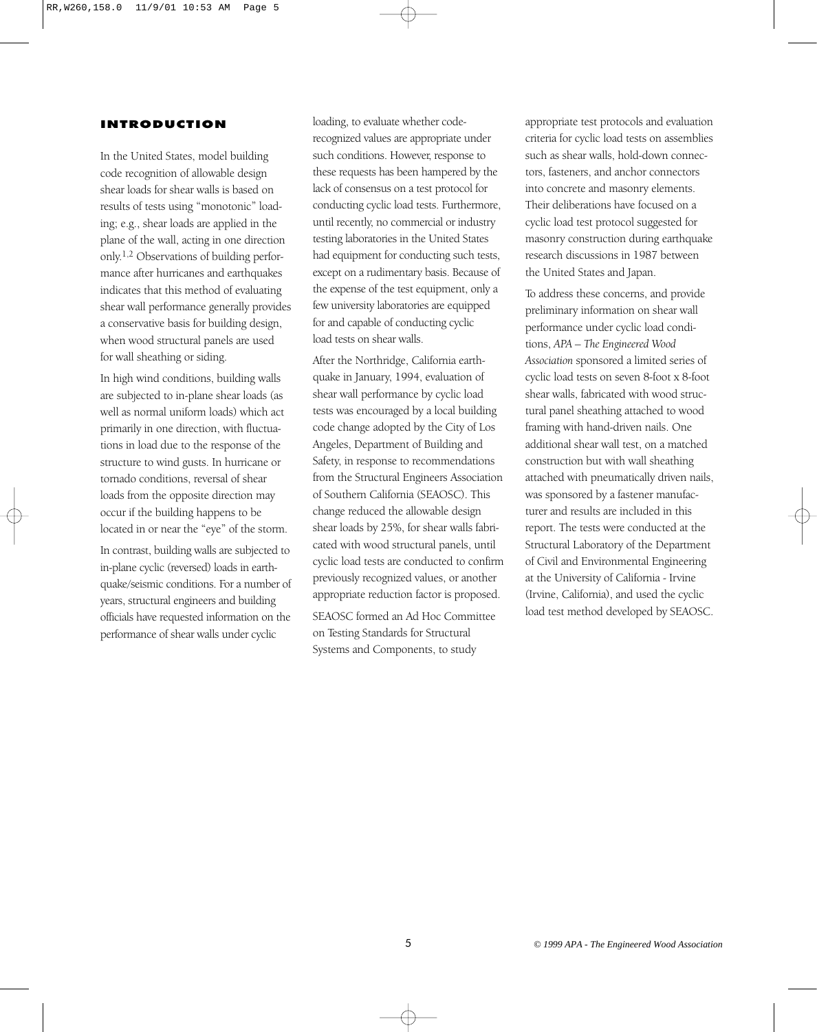## INTRODUCTION

In the United States, model building code recognition of allowable design shear loads for shear walls is based on results of tests using "monotonic" loading; e.g., shear loads are applied in the plane of the wall, acting in one direction only.[1,2] Observations of building performance after hurricanes and earthquakes indicates that this method of evaluating shear wall performance generally provides a conservative basis for building design, when wood structural panels are used for wall sheathing or siding.

In high wind conditions, building walls are subjected to in-plane shear loads (as well as normal uniform loads) which act primarily in one direction, with fluctuations in load due to the response of the structure to wind gusts. In hurricane or tornado conditions, reversal of shear loads from the opposite direction may occur if the building happens to be located in or near the "eye" of the storm.

In contrast, building walls are subjected to in-plane cyclic (reversed) loads in earthquake/seismic conditions. For a number of years, structural engineers and building officials have requested information on the performance of shear walls under cyclic loading, to evaluate whether code-recognized values are appropriate under such conditions. However, response to these requests has been hampered by the lack of consensus on a test protocol for conducting cyclic load tests. Furthermore, until recently, no commercial or industry testing laboratories in the United States had equipment for conducting such tests, except on a rudimentary basis. Because of the expense of the test equipment, only a few university laboratories are equipped for and capable of conducting cyclic load tests on shear walls.

After the Northridge, California earthquake in January, 1994, evaluation of shear wall performance by cyclic load tests was encouraged by a local building code change adopted by the City of Los Angeles, Department of Building and Safety, in response to recommendations from the Structural Engineers Association of Southern California (SEAOSC). This change reduced the allowable design shear loads by 25%, for shear walls fabricated with wood structural panels, until cyclic load tests are conducted to confirm previously recognized values, or another appropriate reduction factor is proposed.

SEAOSC formed an Ad Hoc Committee on Testing Standards for Structural Systems and Components, to study appropriate test protocols and evaluation criteria for cyclic load tests on assemblies such as shear walls, hold-down connectors, fasteners, and anchor connectors into concrete and masonry elements. Their deliberations have focused on a cyclic load test protocol suggested for masonry construction during earthquake research discussions in 1987 between the United States and Japan.

To address these concerns, and provide preliminary information on shear wall performance under cyclic load conditions, *APA – The Engineered Wood Association* sponsored a limited series of cyclic load tests on seven 8-foot x 8-foot shear walls, fabricated with wood structural panel sheathing attached to wood framing with hand-driven nails. One additional shear wall test, on a matched construction but with wall sheathing attached with pneumatically driven nails, was sponsored by a fastener manufacturer and results are included in this report. The tests were conducted at the Structural Laboratory of the Department of Civil and Environmental Engineering at the University of California - Irvine (Irvine, California), and used the cyclic load test method developed by SEAOSC.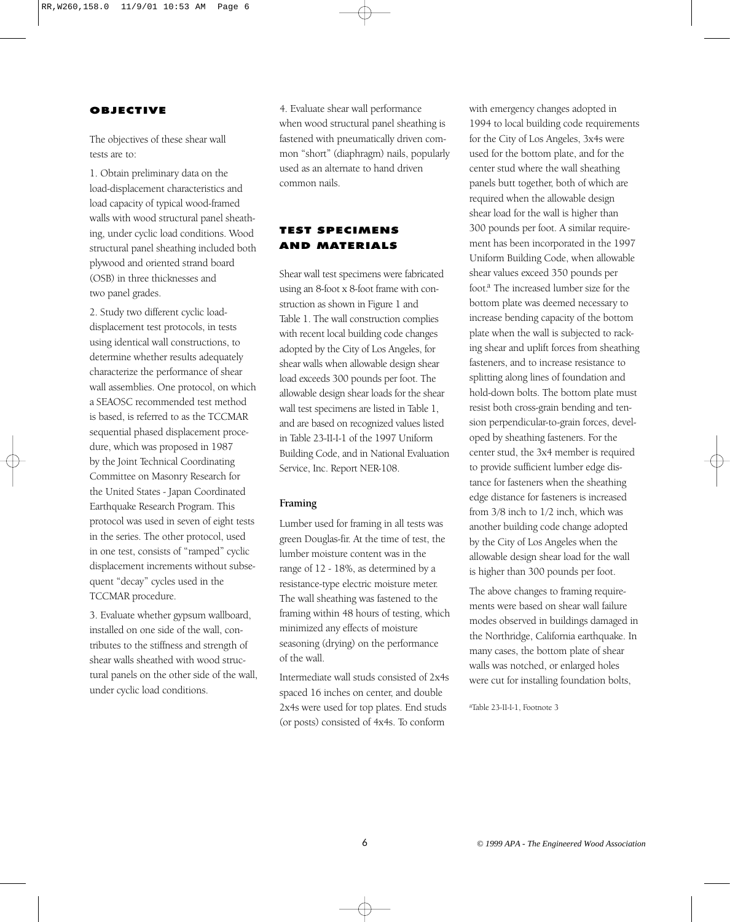## OBJECTIVE

The objectives of these shear wall tests are to:

1. Obtain preliminary data on the load-displacement characteristics and load capacity of typical wood-framed walls with wood structural panel sheathing, under cyclic load conditions. Wood structural panel sheathing included both plywood and oriented strand board (OSB) in three thicknesses and two panel grades.

2. Study two different cyclic load-displacement test protocols, in tests using identical wall constructions, to determine whether results adequately characterize the performance of shear wall assemblies. One protocol, on which a SEAOSC recommended test method is based, is referred to as the TCCMAR sequential phased displacement procedure, which was proposed in 1987 by the Joint Technical Coordinating Committee on Masonry Research for the United States - Japan Coordinated Earthquake Research Program. This protocol was used in seven of eight tests in the series. The other protocol, used in one test, consists of "ramped" cyclic displacement increments without subsequent "decay" cycles used in the TCCMAR procedure.

3. Evaluate whether gypsum wallboard, installed on one side of the wall, contributes to the stiffness and strength of shear walls sheathed with wood structural panels on the other side of the wall, under cyclic load conditions.

4. Evaluate shear wall performance when wood structural panel sheathing is fastened with pneumatically driven common "short" (diaphragm) nails, popularly used as an alternate to hand driven common nails.

## TEST SPECIMENS AND MATERIALS

Shear wall test specimens were fabricated using an 8-foot x 8-foot frame with construction as shown in Figure 1 and Table 1. The wall construction complies with recent local building code changes adopted by the City of Los Angeles, for shear walls when allowable design shear load exceeds 300 pounds per foot. The allowable design shear loads for the shear wall test specimens are listed in Table 1, and are based on recognized values listed in Table 23-II-I-1 of the 1997 Uniform Building Code, and in National Evaluation Service, Inc. Report NER-108.

### Framing

Lumber used for framing in all tests was green Douglas-fir. At the time of test, the lumber moisture content was in the range of 12 - 18%, as determined by a resistance-type electric moisture meter. The wall sheathing was fastened to the framing within 48 hours of testing, which minimized any effects of moisture seasoning (drying) on the performance of the wall.

Intermediate wall studs consisted of 2x4s spaced 16 inches on center, and double 2x4s were used for top plates. End studs (or posts) consisted of 4x4s. To conform with emergency changes adopted in 1994 to local building code requirements for the City of Los Angeles, 3x4s were used for the bottom plate, and for the center stud where the wall sheathing panels butt together, both of which are required when the allowable design shear load for the wall is higher than 300 pounds per foot. A similar requirement has been incorporated in the 1997 Uniform Building Code, when allowable shear values exceed 350 pounds per foot.[a] The increased lumber size for the bottom plate was deemed necessary to increase bending capacity of the bottom plate when the wall is subjected to racking shear and uplift forces from sheathing fasteners, and to increase resistance to splitting along lines of foundation and hold-down bolts. The bottom plate must resist both cross-grain bending and tension perpendicular-to-grain forces, developed by sheathing fasteners. For the center stud, the 3x4 member is required to provide sufficient lumber edge distance for fasteners when the sheathing edge distance for fasteners is increased from 3/8 inch to 1/2 inch, which was another building code change adopted by the City of Los Angeles when the allowable design shear load for the wall is higher than 300 pounds per foot.

The above changes to framing requirements were based on shear wall failure modes observed in buildings damaged in the Northridge, California earthquake. In many cases, the bottom plate of shear walls was notched, or enlarged holes were cut for installing foundation bolts,

[a]Table 23-II-I-1, Footnote 3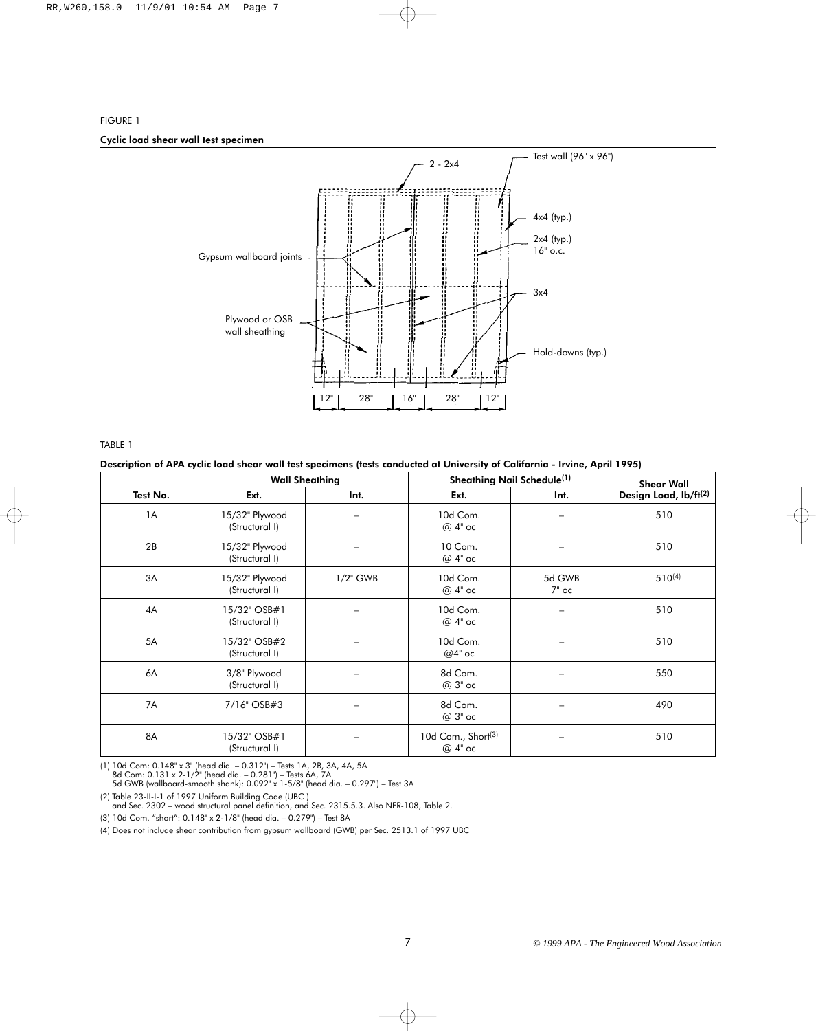FIGURE 1

**Cyclic load shear wall test specimen**

Test wall (96" x 96")

2 - 2x4

4x4 (typ.)

2x4 (typ.) 16" o.c.

Gypsum wallboard joints

3x4

Plywood or OSB wall sheathing

Hold-downs (typ.)

12" | 28" | 16" | 28" | 12"

TABLE 1

**Description of APA cyclic load shear wall test specimens (tests conducted at University of California - Irvine, April 1995)**

| Test No. | Wall Sheathing | | Sheathing Nail Schedule(1) | | Shear Wall Design Load, lb/ft(2) |
|---|---|---|---|---|---|
| | Ext. | Int. | Ext. | Int. | |
| 1A | 15/32" Plywood (Structural I) | – | 10d Com. @ 4" oc | – | 510 |
| 2B | 15/32" Plywood (Structural I) | – | 10 Com. @ 4" oc | – | 510 |
| 3A | 15/32" Plywood (Structural I) | 1/2" GWB | 10d Com. @ 4" oc | 5d GWB 7" oc | 510(4) |
| 4A | 15/32" OSB#1 (Structural I) | – | 10d Com. @ 4" oc | – | 510 |
| 5A | 15/32" OSB#2 (Structural I) | – | 10d Com. @4" oc | – | 510 |
| 6A | 3/8" Plywood (Structural I) | – | 8d Com. @ 3" oc | – | 550 |
| 7A | 7/16" OSB#3 | – | 8d Com. @ 3" oc | – | 490 |
| 8A | 15/32" OSB#1 (Structural I) | – | 10d Com., Short(3) @ 4" oc | – | 510 |

(1) 10d Com: 0.148" x 3" (head dia. – 0.312") – Tests 1A, 2B, 3A, 4A, 5A
8d Com: 0.131 x 2-1/2" (head dia. – 0.281") – Tests 6A, 7A
5d GWB (wallboard-smooth shank): 0.092" x 1-5/8" (head dia. – 0.297") – Test 3A

(2) Table 23-II-I-1 of 1997 Uniform Building Code (UBC )
and Sec. 2302 – wood structural panel definition, and Sec. 2315.5.3. Also NER-108, Table 2.

(3) 10d Com. "short": 0.148" x 2-1/8" (head dia. – 0.279") – Test 8A

(4) Does not include shear contribution from gypsum wallboard (GWB) per Sec. 2513.1 of 1997 UBC

© 1999 APA - The Engineered Wood Association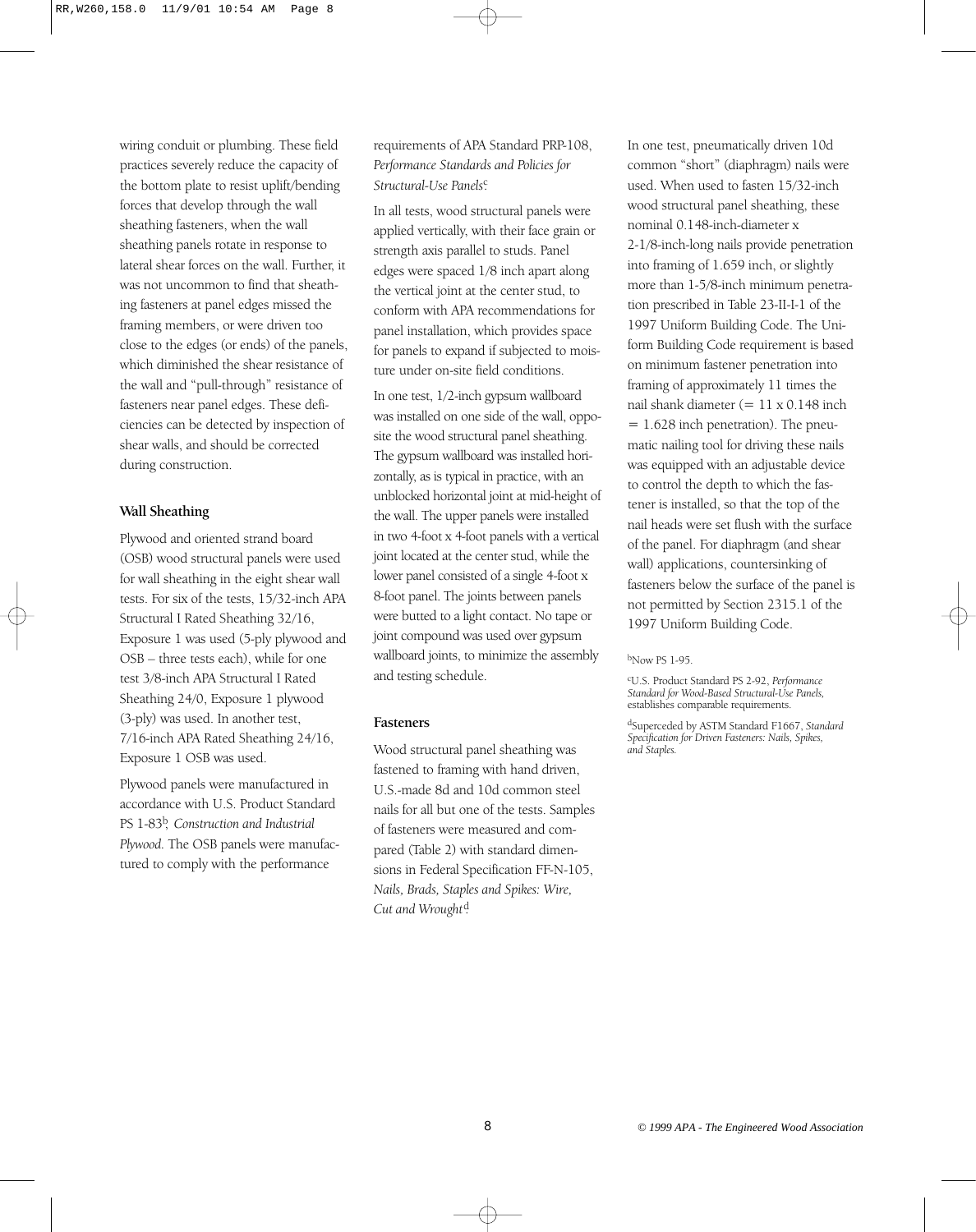wiring conduit or plumbing. These field practices severely reduce the capacity of the bottom plate to resist uplift/bending forces that develop through the wall sheathing fasteners, when the wall sheathing panels rotate in response to lateral shear forces on the wall. Further, it was not uncommon to find that sheathing fasteners at panel edges missed the framing members, or were driven too close to the edges (or ends) of the panels, which diminished the shear resistance of the wall and "pull-through" resistance of fasteners near panel edges. These deficiencies can be detected by inspection of shear walls, and should be corrected during construction.

**Wall Sheathing**

Plywood and oriented strand board (OSB) wood structural panels were used for wall sheathing in the eight shear wall tests. For six of the tests, 15/32-inch APA Structural I Rated Sheathing 32/16, Exposure 1 was used (5-ply plywood and OSB – three tests each), while for one test 3/8-inch APA Structural I Rated Sheathing 24/0, Exposure 1 plywood (3-ply) was used. In another test, 7/16-inch APA Rated Sheathing 24/16, Exposure 1 OSB was used.

Plywood panels were manufactured in accordance with U.S. Product Standard PS 1-83[b], *Construction and Industrial Plywood.* The OSB panels were manufactured to comply with the performance requirements of APA Standard PRP-108, *Performance Standards and Policies for Structural-Use Panels*[c].

In all tests, wood structural panels were applied vertically, with their face grain or strength axis parallel to studs. Panel edges were spaced 1/8 inch apart along the vertical joint at the center stud, to conform with APA recommendations for panel installation, which provides space for panels to expand if subjected to moisture under on-site field conditions.

In one test, 1/2-inch gypsum wallboard was installed on one side of the wall, opposite the wood structural panel sheathing. The gypsum wallboard was installed horizontally, as is typical in practice, with an unblocked horizontal joint at mid-height of the wall. The upper panels were installed in two 4-foot x 4-foot panels with a vertical joint located at the center stud, while the lower panel consisted of a single 4-foot x 8-foot panel. The joints between panels were butted to a light contact. No tape or joint compound was used over gypsum wallboard joints, to minimize the assembly and testing schedule.

**Fasteners**

Wood structural panel sheathing was fastened to framing with hand driven, U.S.-made 8d and 10d common steel nails for all but one of the tests. Samples of fasteners were measured and compared (Table 2) with standard dimensions in Federal Specification FF-N-105, *Nails, Brads, Staples and Spikes: Wire, Cut and Wrought*[d].

In one test, pneumatically driven 10d common "short" (diaphragm) nails were used. When used to fasten 15/32-inch wood structural panel sheathing, these nominal 0.148-inch-diameter x 2-1/8-inch-long nails provide penetration into framing of 1.659 inch, or slightly more than 1-5/8-inch minimum penetration prescribed in Table 23-II-I-1 of the 1997 Uniform Building Code. The Uniform Building Code requirement is based on minimum fastener penetration into framing of approximately 11 times the nail shank diameter (= 11 x 0.148 inch = 1.628 inch penetration). The pneumatic nailing tool for driving these nails was equipped with an adjustable device to control the depth to which the fastener is installed, so that the top of the nail heads were set flush with the surface of the panel. For diaphragm (and shear wall) applications, countersinking of fasteners below the surface of the panel is not permitted by Section 2315.1 of the 1997 Uniform Building Code.

[b]Now PS 1-95.

[c]U.S. Product Standard PS 2-92, *Performance Standard for Wood-Based Structural-Use Panels,* establishes comparable requirements.

[d]Superceded by ASTM Standard F1667, *Standard Specification for Driven Fasteners: Nails, Spikes, and Staples.*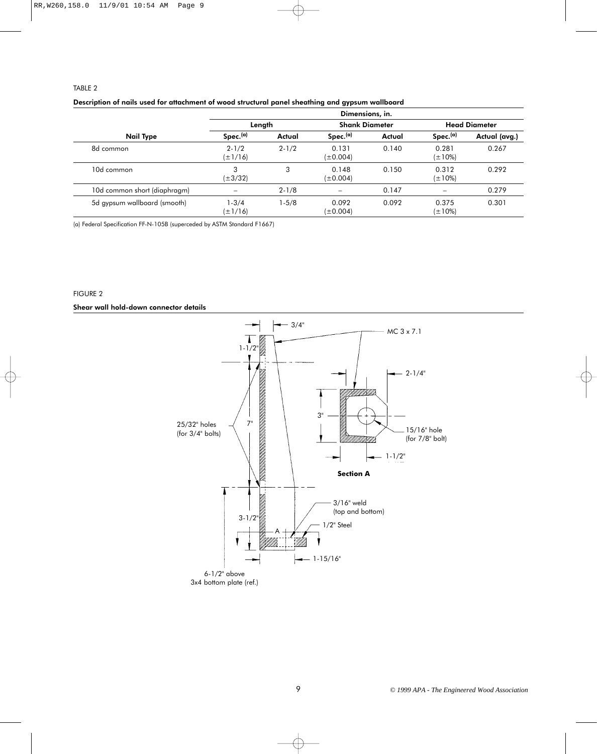TABLE 2

**Description of nails used for attachment of wood structural panel sheathing and gypsum wallboard**

| Nail Type | Dimensions, in. | | | | | |
|---|---|---|---|---|---|---|
| | Length | | Shank Diameter | | Head Diameter | |
| | Spec.[(a)] | Actual | Spec.[(a)] | Actual | Spec.[(a)] | Actual (avg.) |
| 8d common | 2-1/2 (±1/16) | 2-1/2 | 0.131 (±0.004) | 0.140 | 0.281 (±10%) | 0.267 |
| 10d common | 3 (±3/32) | 3 | 0.148 (±0.004) | 0.150 | 0.312 (±10%) | 0.292 |
| 10d common short (diaphragm) | – | 2-1/8 | – | 0.147 | – | 0.279 |
| 5d gypsum wallboard (smooth) | 1-3/4 (±1/16) | 1-5/8 | 0.092 (±0.004) | 0.092 | 0.375 (±10%) | 0.301 |

(a) Federal Specification FF-N-105B (superceded by ASTM Standard F1667)

FIGURE 2

**Shear wall hold-down connector details**

3/4"

MC 3 x 7.1

1-1/2"

2-1/4"

25/32" holes (for 3/4" bolts)

7"

3"

15/16" hole (for 7/8" bolt)

1-1/2"

**Section A**

3/16" weld (top and bottom)

3-1/2"

A

1/2" Steel

1-15/16"

6-1/2" above 3x4 bottom plate (ref.)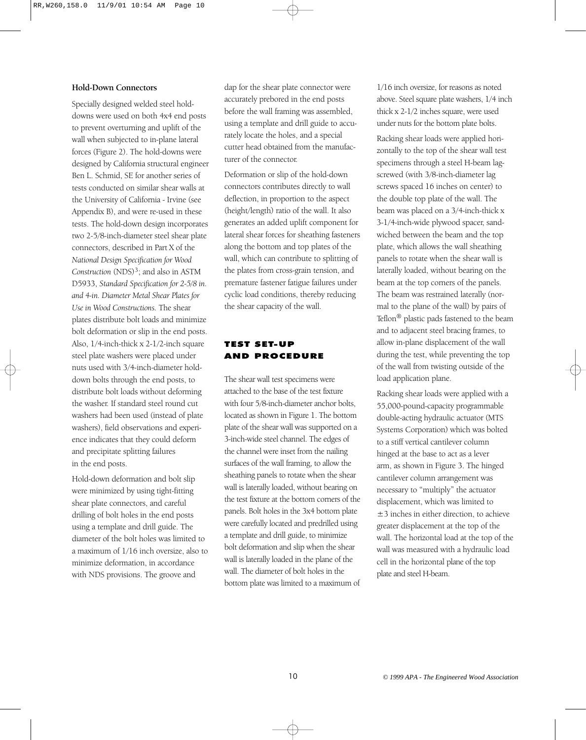### Hold-Down Connectors

Specially designed welded steel hold-downs were used on both 4x4 end posts to prevent overturning and uplift of the wall when subjected to in-plane lateral forces (Figure 2). The hold-downs were designed by California structural engineer Ben L. Schmid, SE for another series of tests conducted on similar shear walls at the University of California - Irvine (see Appendix B), and were re-used in these tests. The hold-down design incorporates two 2-5/8-inch-diameter steel shear plate connectors, described in Part X of the *National Design Specification for Wood Construction* (NDS)[3]; and also in ASTM D5933, *Standard Specification for 2-5/8 in. and 4-in. Diameter Metal Shear Plates for Use in Wood Constructions.* The shear plates distribute bolt loads and minimize bolt deformation or slip in the end posts. Also, 1/4-inch-thick x 2-1/2-inch square steel plate washers were placed under nuts used with 3/4-inch-diameter hold-down bolts through the end posts, to distribute bolt loads without deforming the washer. If standard steel round cut washers had been used (instead of plate washers), field observations and experience indicates that they could deform and precipitate splitting failures in the end posts.

Hold-down deformation and bolt slip were minimized by using tight-fitting shear plate connectors, and careful drilling of bolt holes in the end posts using a template and drill guide. The diameter of the bolt holes was limited to a maximum of 1/16 inch oversize, also to minimize deformation, in accordance with NDS provisions. The groove and dap for the shear plate connector were accurately prebored in the end posts before the wall framing was assembled, using a template and drill guide to accurately locate the holes, and a special cutter head obtained from the manufacturer of the connector.

Deformation or slip of the hold-down connectors contributes directly to wall deflection, in proportion to the aspect (height/length) ratio of the wall. It also generates an added uplift component for lateral shear forces for sheathing fasteners along the bottom and top plates of the wall, which can contribute to splitting of the plates from cross-grain tension, and premature fastener fatigue failures under cyclic load conditions, thereby reducing the shear capacity of the wall.

## TEST SET-UP AND PROCEDURE

The shear wall test specimens were attached to the base of the test fixture with four 5/8-inch-diameter anchor bolts, located as shown in Figure 1. The bottom plate of the shear wall was supported on a 3-inch-wide steel channel. The edges of the channel were inset from the nailing surfaces of the wall framing, to allow the sheathing panels to rotate when the shear wall is laterally loaded, without bearing on the test fixture at the bottom corners of the panels. Bolt holes in the 3x4 bottom plate were carefully located and predrilled using a template and drill guide, to minimize bolt deformation and slip when the shear wall is laterally loaded in the plane of the wall. The diameter of bolt holes in the bottom plate was limited to a maximum of 1/16 inch oversize, for reasons as noted above. Steel square plate washers, 1/4 inch thick x 2-1/2 inches square, were used under nuts for the bottom plate bolts.

Racking shear loads were applied horizontally to the top of the shear wall test specimens through a steel H-beam lag-screwed (with 3/8-inch-diameter lag screws spaced 16 inches on center) to the double top plate of the wall. The beam was placed on a 3/4-inch-thick x 3-1/4-inch-wide plywood spacer, sandwiched between the beam and the top plate, which allows the wall sheathing panels to rotate when the shear wall is laterally loaded, without bearing on the beam at the top corners of the panels. The beam was restrained laterally (normal to the plane of the wall) by pairs of Teflon® plastic pads fastened to the beam and to adjacent steel bracing frames, to allow in-plane displacement of the wall during the test, while preventing the top of the wall from twisting outside of the load application plane.

Racking shear loads were applied with a 55,000-pound-capacity programmable double-acting hydraulic actuator (MTS Systems Corporation) which was bolted to a stiff vertical cantilever column hinged at the base to act as a lever arm, as shown in Figure 3. The hinged cantilever column arrangement was necessary to "multiply" the actuator displacement, which was limited to $\pm 3$ inches in either direction, to achieve greater displacement at the top of the wall. The horizontal load at the top of the wall was measured with a hydraulic load cell in the horizontal plane of the top plate and steel H-beam.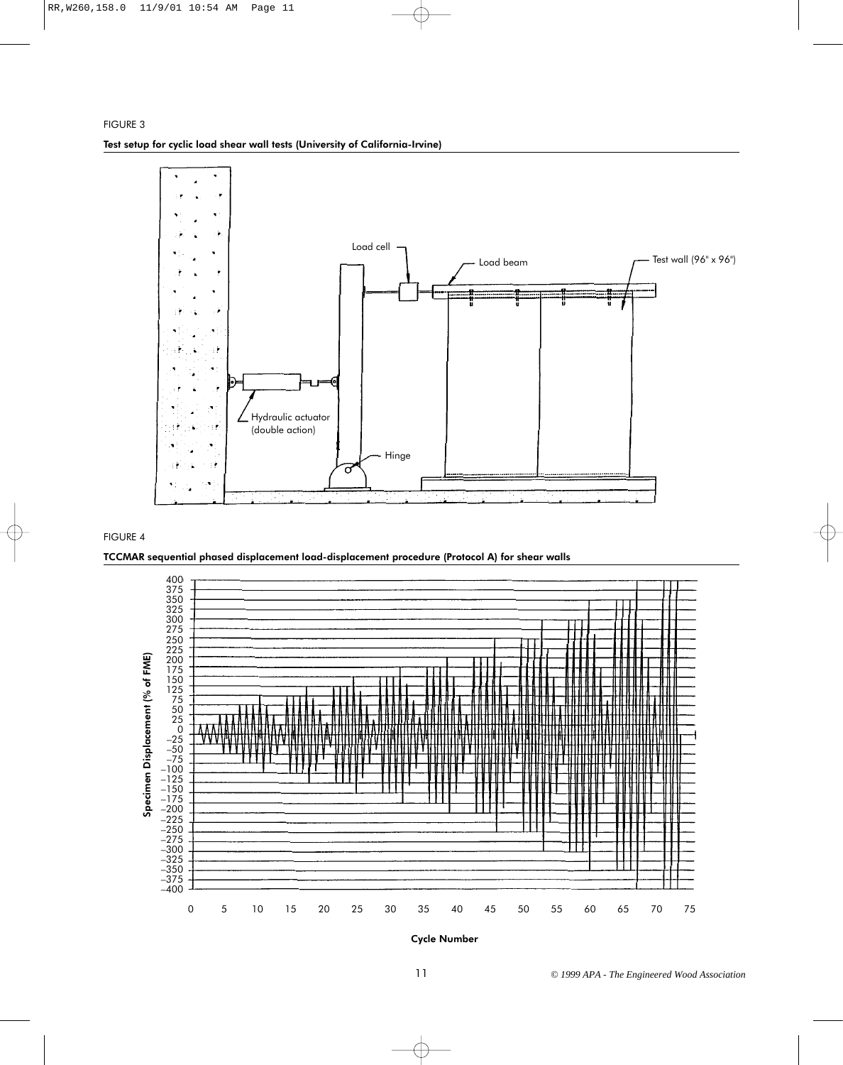FIGURE 3

**Test setup for cyclic load shear wall tests (University of California-Irvine)**

FIGURE 4

**TCCMAR sequential phased displacement load-displacement procedure (Protocol A) for shear walls**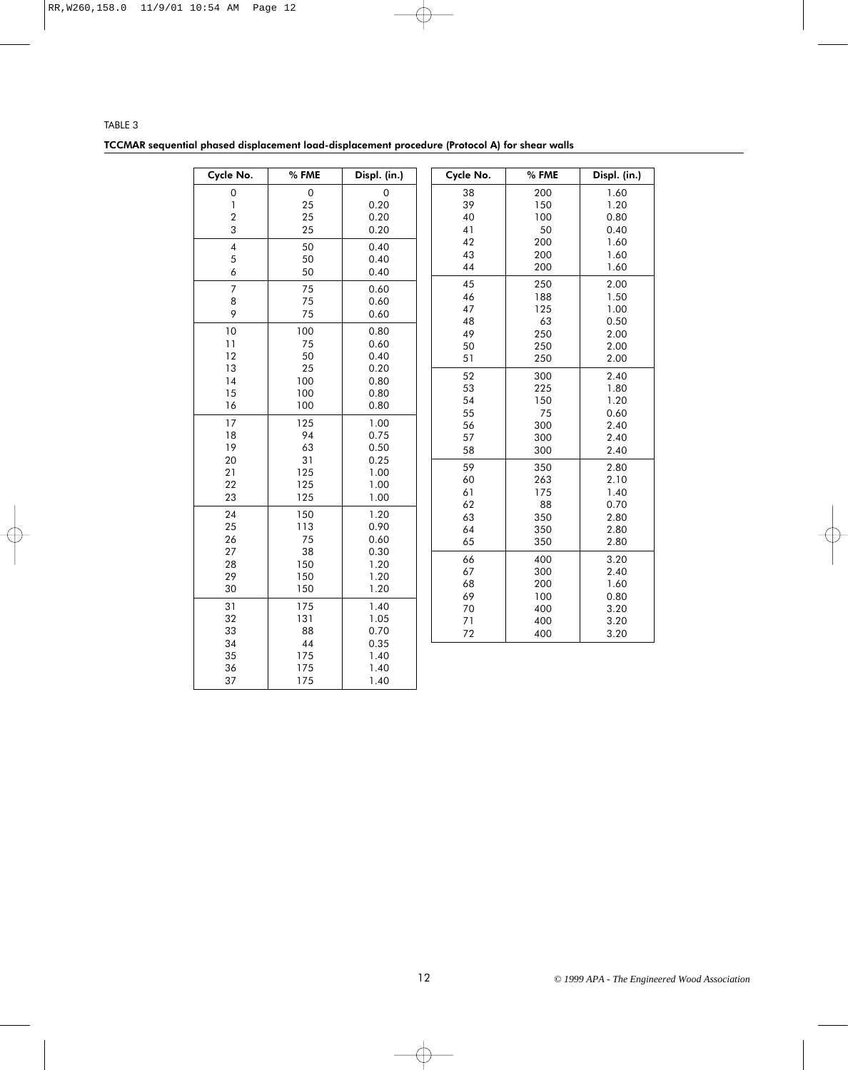TABLE 3

**TCCMAR sequential phased displacement load-displacement procedure (Protocol A) for shear walls**

| Cycle No. | % FME | Displ. (in.) |
|---|---|---|
| 0 | 0 | 0 |
| 1 | 25 | 0.20 |
| 2 | 25 | 0.20 |
| 3 | 25 | 0.20 |
| 4 | 50 | 0.40 |
| 5 | 50 | 0.40 |
| 6 | 50 | 0.40 |
| 7 | 75 | 0.60 |
| 8 | 75 | 0.60 |
| 9 | 75 | 0.60 |
| 10 | 100 | 0.80 |
| 11 | 75 | 0.60 |
| 12 | 50 | 0.40 |
| 13 | 25 | 0.20 |
| 14 | 100 | 0.80 |
| 15 | 100 | 0.80 |
| 16 | 100 | 0.80 |
| 17 | 125 | 1.00 |
| 18 | 94 | 0.75 |
| 19 | 63 | 0.50 |
| 20 | 31 | 0.25 |
| 21 | 125 | 1.00 |
| 22 | 125 | 1.00 |
| 23 | 125 | 1.00 |
| 24 | 150 | 1.20 |
| 25 | 113 | 0.90 |
| 26 | 75 | 0.60 |
| 27 | 38 | 0.30 |
| 28 | 150 | 1.20 |
| 29 | 150 | 1.20 |
| 30 | 150 | 1.20 |
| 31 | 175 | 1.40 |
| 32 | 131 | 1.05 |
| 33 | 88 | 0.70 |
| 34 | 44 | 0.35 |
| 35 | 175 | 1.40 |
| 36 | 175 | 1.40 |
| 37 | 175 | 1.40 |
| 38 | 200 | 1.60 |
| 39 | 150 | 1.20 |
| 40 | 100 | 0.80 |
| 41 | 50 | 0.40 |
| 42 | 200 | 1.60 |
| 43 | 200 | 1.60 |
| 44 | 200 | 1.60 |
| 45 | 250 | 2.00 |
| 46 | 188 | 1.50 |
| 47 | 125 | 1.00 |
| 48 | 63 | 0.50 |
| 49 | 250 | 2.00 |
| 50 | 250 | 2.00 |
| 51 | 250 | 2.00 |
| 52 | 300 | 2.40 |
| 53 | 225 | 1.80 |
| 54 | 150 | 1.20 |
| 55 | 75 | 0.60 |
| 56 | 300 | 2.40 |
| 57 | 300 | 2.40 |
| 58 | 300 | 2.40 |
| 59 | 350 | 2.80 |
| 60 | 263 | 2.10 |
| 61 | 175 | 1.40 |
| 62 | 88 | 0.70 |
| 63 | 350 | 2.80 |
| 64 | 350 | 2.80 |
| 65 | 350 | 2.80 |
| 66 | 400 | 3.20 |
| 67 | 300 | 2.40 |
| 68 | 200 | 1.60 |
| 69 | 100 | 0.80 |
| 70 | 400 | 3.20 |
| 71 | 400 | 3.20 |
| 72 | 400 | 3.20 |

© 1999 APA - The Engineered Wood Association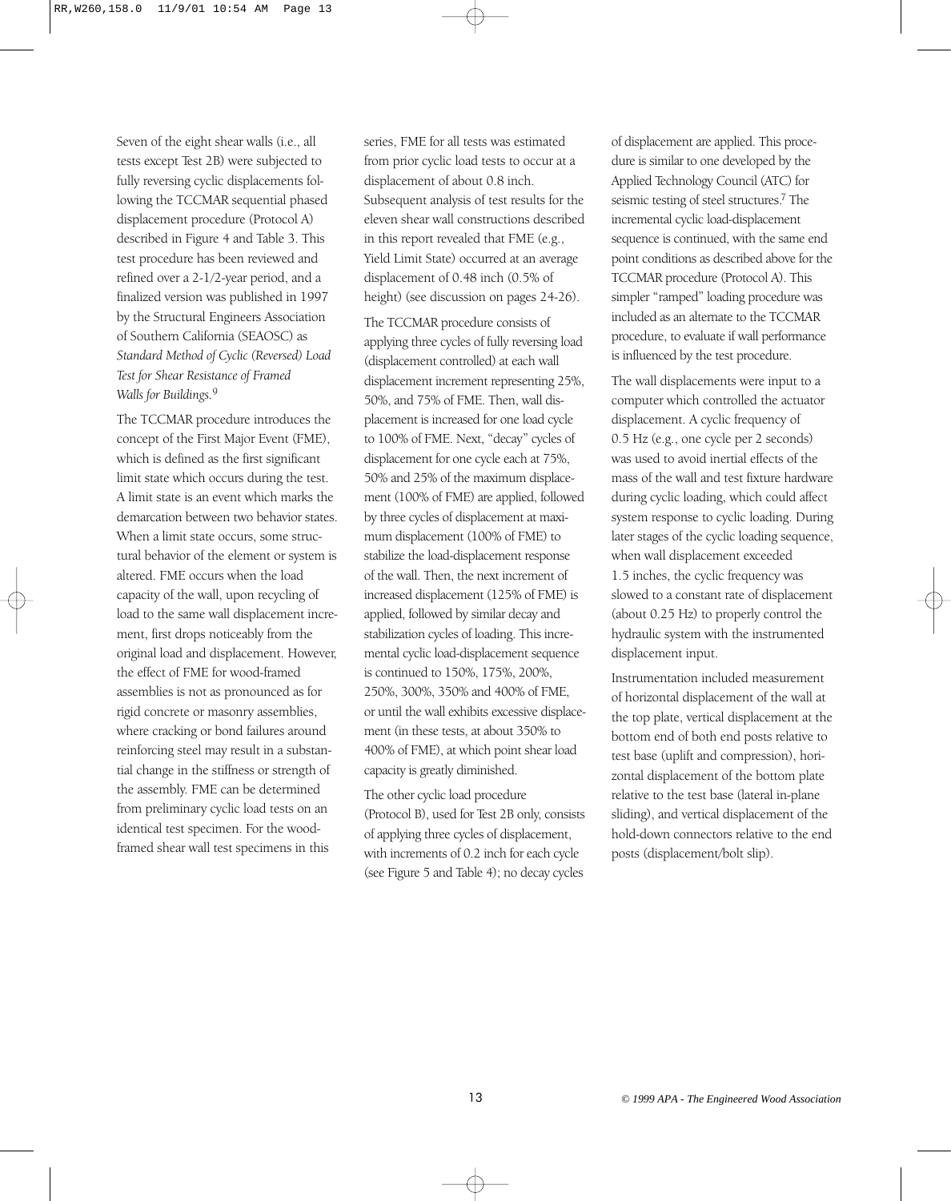Seven of the eight shear walls (i.e., all tests except Test 2B) were subjected to fully reversing cyclic displacements following the TCCMAR sequential phased displacement procedure (Protocol A) described in Figure 4 and Table 3. This test procedure has been reviewed and refined over a 2-1/2-year period, and a finalized version was published in 1997 by the Structural Engineers Association of Southern California (SEAOSC) as *Standard Method of Cyclic (Reversed) Load Test for Shear Resistance of Framed Walls for Buildings.*[9]

The TCCMAR procedure introduces the concept of the First Major Event (FME), which is defined as the first significant limit state which occurs during the test. A limit state is an event which marks the demarcation between two behavior states. When a limit state occurs, some structural behavior of the element or system is altered. FME occurs when the load capacity of the wall, upon recycling of load to the same wall displacement increment, first drops noticeably from the original load and displacement. However, the effect of FME for wood-framed assemblies is not as pronounced as for rigid concrete or masonry assemblies, where cracking or bond failures around reinforcing steel may result in a substantial change in the stiffness or strength of the assembly. FME can be determined from preliminary cyclic load tests on an identical test specimen. For the wood-framed shear wall test specimens in this series, FME for all tests was estimated from prior cyclic load tests to occur at a displacement of about 0.8 inch. Subsequent analysis of test results for the eleven shear wall constructions described in this report revealed that FME (e.g., Yield Limit State) occurred at an average displacement of 0.48 inch (0.5% of height) (see discussion on pages 24-26).

The TCCMAR procedure consists of applying three cycles of fully reversing load (displacement controlled) at each wall displacement increment representing 25%, 50%, and 75% of FME. Then, wall displacement is increased for one load cycle to 100% of FME. Next, "decay" cycles of displacement for one cycle each at 75%, 50% and 25% of the maximum displacement (100% of FME) are applied, followed by three cycles of displacement at maximum displacement (100% of FME) to stabilize the load-displacement response of the wall. Then, the next increment of increased displacement (125% of FME) is applied, followed by similar decay and stabilization cycles of loading. This incremental cyclic load-displacement sequence is continued to 150%, 175%, 200%, 250%, 300%, 350% and 400% of FME, or until the wall exhibits excessive displacement (in these tests, at about 350% to 400% of FME), at which point shear load capacity is greatly diminished.

The other cyclic load procedure (Protocol B), used for Test 2B only, consists of applying three cycles of displacement, with increments of 0.2 inch for each cycle (see Figure 5 and Table 4); no decay cycles of displacement are applied. This procedure is similar to one developed by the Applied Technology Council (ATC) for seismic testing of steel structures.[7] The incremental cyclic load-displacement sequence is continued, with the same end point conditions as described above for the TCCMAR procedure (Protocol A). This simpler "ramped" loading procedure was included as an alternate to the TCCMAR procedure, to evaluate if wall performance is influenced by the test procedure.

The wall displacements were input to a computer which controlled the actuator displacement. A cyclic frequency of 0.5 Hz (e.g., one cycle per 2 seconds) was used to avoid inertial effects of the mass of the wall and test fixture hardware during cyclic loading, which could affect system response to cyclic loading. During later stages of the cyclic loading sequence, when wall displacement exceeded 1.5 inches, the cyclic frequency was slowed to a constant rate of displacement (about 0.25 Hz) to properly control the hydraulic system with the instrumented displacement input.

Instrumentation included measurement of horizontal displacement of the wall at the top plate, vertical displacement at the bottom end of both end posts relative to test base (uplift and compression), horizontal displacement of the bottom plate relative to the test base (lateral in-plane sliding), and vertical displacement of the hold-down connectors relative to the end posts (displacement/bolt slip).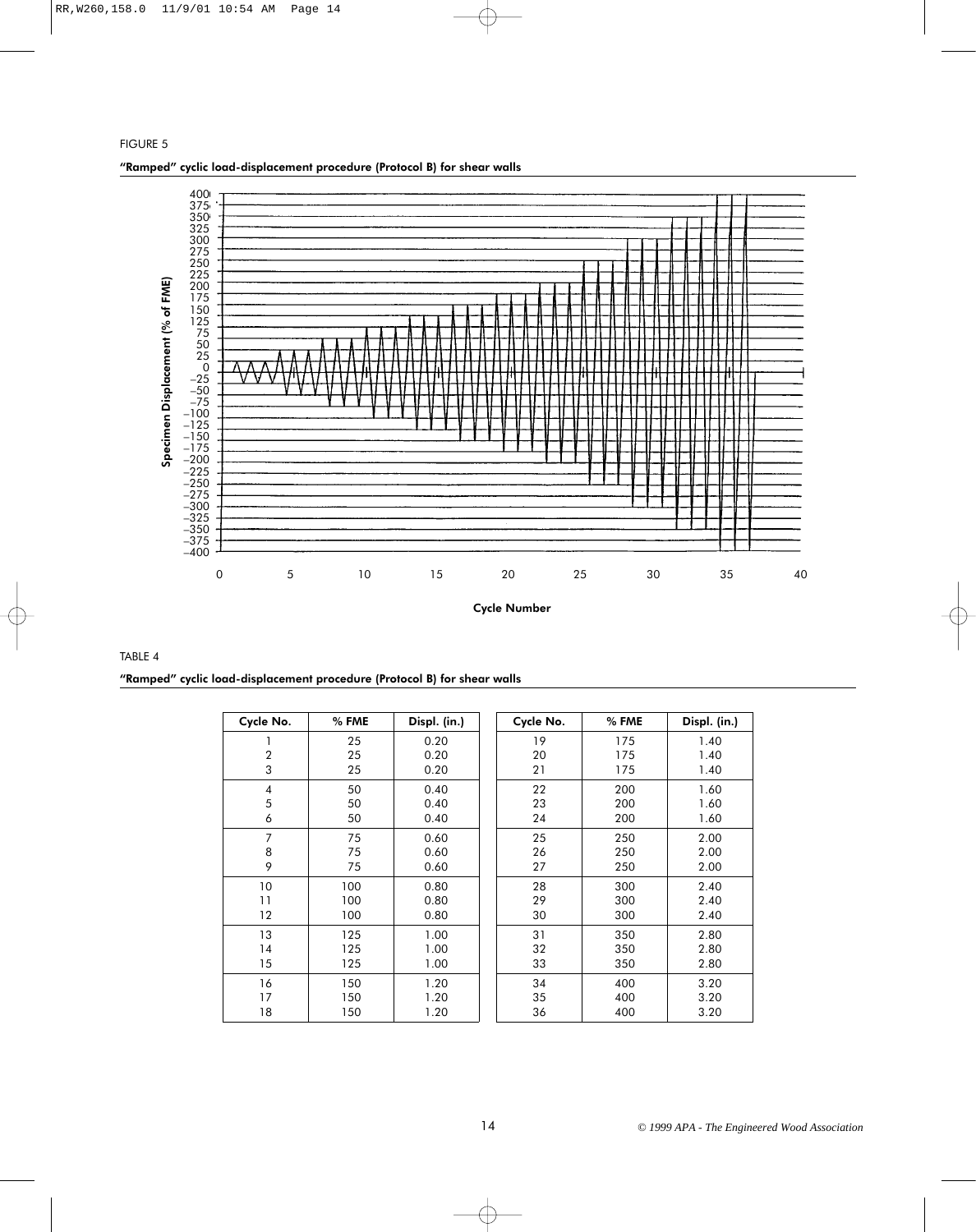FIGURE 5

**"Ramped" cyclic load-displacement procedure (Protocol B) for shear walls**

TABLE 4

**"Ramped" cyclic load-displacement procedure (Protocol B) for shear walls**

| Cycle No. | % FME | Displ. (in.) | Cycle No. | % FME | Displ. (in.) |
|---|---|---|---|---|---|
| 1 | 25 | 0.20 | 19 | 175 | 1.40 |
| 2 | 25 | 0.20 | 20 | 175 | 1.40 |
| 3 | 25 | 0.20 | 21 | 175 | 1.40 |
| 4 | 50 | 0.40 | 22 | 200 | 1.60 |
| 5 | 50 | 0.40 | 23 | 200 | 1.60 |
| 6 | 50 | 0.40 | 24 | 200 | 1.60 |
| 7 | 75 | 0.60 | 25 | 250 | 2.00 |
| 8 | 75 | 0.60 | 26 | 250 | 2.00 |
| 9 | 75 | 0.60 | 27 | 250 | 2.00 |
| 10 | 100 | 0.80 | 28 | 300 | 2.40 |
| 11 | 100 | 0.80 | 29 | 300 | 2.40 |
| 12 | 100 | 0.80 | 30 | 300 | 2.40 |
| 13 | 125 | 1.00 | 31 | 350 | 2.80 |
| 14 | 125 | 1.00 | 32 | 350 | 2.80 |
| 15 | 125 | 1.00 | 33 | 350 | 2.80 |
| 16 | 150 | 1.20 | 34 | 400 | 3.20 |
| 17 | 150 | 1.20 | 35 | 400 | 3.20 |
| 18 | 150 | 1.20 | 36 | 400 | 3.20 |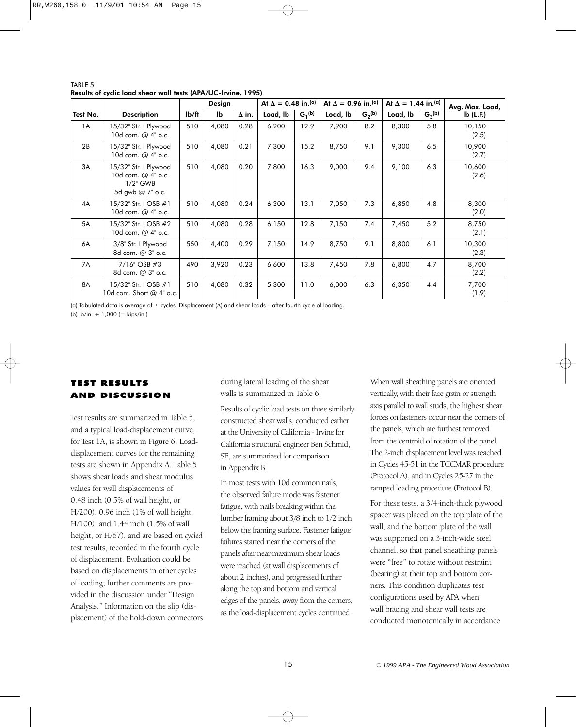TABLE 5
**Results of cyclic load shear wall tests (APA/UC-Irvine, 1995)**

| Test No. | Description | Design | | | At $\Delta$ = 0.48 in.[(a)] | | At $\Delta$ = 0.96 in.[(a)] | | At $\Delta$ = 1.44 in.[(a)] | | Avg. Max. Load, |
|---|---|---|---|---|---|---|---|---|---|---|---|
| | | lb/ft | lb | $\Delta$ in. | Load, lb | $G_1$[(b)] | Load, lb | $G_2$[(b)] | Load, lb | $G_3$[(b)] | lb (L.F.) |
| 1A | 15/32" Str. I Plywood 10d com. @ 4" o.c. | 510 | 4,080 | 0.28 | 6,200 | 12.9 | 7,900 | 8.2 | 8,300 | 5.8 | 10,150 (2.5) |
| 2B | 15/32" Str. I Plywood 10d com. @ 4" o.c. | 510 | 4,080 | 0.21 | 7,300 | 15.2 | 8,750 | 9.1 | 9,300 | 6.5 | 10,900 (2.7) |
| 3A | 15/32" Str. I Plywood 10d com. @ 4" o.c. 1/2" GWB 5d gwb @ 7" o.c. | 510 | 4,080 | 0.20 | 7,800 | 16.3 | 9,000 | 9.4 | 9,100 | 6.3 | 10,600 (2.6) |
| 4A | 15/32" Str. I OSB #1 10d com. @ 4" o.c. | 510 | 4,080 | 0.24 | 6,300 | 13.1 | 7,050 | 7.3 | 6,850 | 4.8 | 8,300 (2.0) |
| 5A | 15/32" Str. I OSB #2 10d com. @ 4" o.c. | 510 | 4,080 | 0.28 | 6,150 | 12.8 | 7,150 | 7.4 | 7,450 | 5.2 | 8,750 (2.1) |
| 6A | 3/8" Str. I Plywood 8d com. @ 3" o.c. | 550 | 4,400 | 0.29 | 7,150 | 14.9 | 8,750 | 9.1 | 8,800 | 6.1 | 10,300 (2.3) |
| 7A | 7/16" OSB #3 8d com. @ 3" o.c. | 490 | 3,920 | 0.23 | 6,600 | 13.8 | 7,450 | 7.8 | 6,800 | 4.7 | 8,700 (2.2) |
| 8A | 15/32" Str. I OSB #1 10d com. Short @ 4" o.c. | 510 | 4,080 | 0.32 | 5,300 | 11.0 | 6,000 | 6.3 | 6,350 | 4.4 | 7,700 (1.9) |

(a) Tabulated data is average of ± cycles. Displacement ($\Delta$) and shear loads – after fourth cycle of loading.
(b) lb/in. ÷ 1,000 (= kips/in.)

## TEST RESULTS AND DISCUSSION

Test results are summarized in Table 5, and a typical load-displacement curve, for Test 1A, is shown in Figure 6. Load-displacement curves for the remaining tests are shown in Appendix A. Table 5 shows shear loads and shear modulus values for wall displacements of 0.48 inch (0.5% of wall height, or H/200), 0.96 inch (1% of wall height, H/100), and 1.44 inch (1.5% of wall height, or H/67), and are based on *cycled* test results, recorded in the fourth cycle of displacement. Evaluation could be based on displacements in other cycles of loading; further comments are provided in the discussion under "Design Analysis." Information on the slip (displacement) of the hold-down connectors during lateral loading of the shear walls is summarized in Table 6.

Results of cyclic load tests on three similarly constructed shear walls, conducted earlier at the University of California - Irvine for California structural engineer Ben Schmid, SE, are summarized for comparison in Appendix B.

In most tests with 10d common nails, the observed failure mode was fastener fatigue, with nails breaking within the lumber framing about 3/8 inch to 1/2 inch below the framing surface. Fastener fatigue failures started near the corners of the panels after near-maximum shear loads were reached (at wall displacements of about 2 inches), and progressed further along the top and bottom and vertical edges of the panels, away from the corners, as the load-displacement cycles continued.

When wall sheathing panels are oriented vertically, with their face grain or strength axis parallel to wall studs, the highest shear forces on fasteners occur near the corners of the panels, which are furthest removed from the centroid of rotation of the panel. The 2-inch displacement level was reached in Cycles 45-51 in the TCCMAR procedure (Protocol A), and in Cycles 25-27 in the ramped loading procedure (Protocol B).

For these tests, a 3/4-inch-thick plywood spacer was placed on the top plate of the wall, and the bottom plate of the wall was supported on a 3-inch-wide steel channel, so that panel sheathing panels were "free" to rotate without restraint (bearing) at their top and bottom corners. This condition duplicates test configurations used by APA when wall bracing and shear wall tests are conducted monotonically in accordance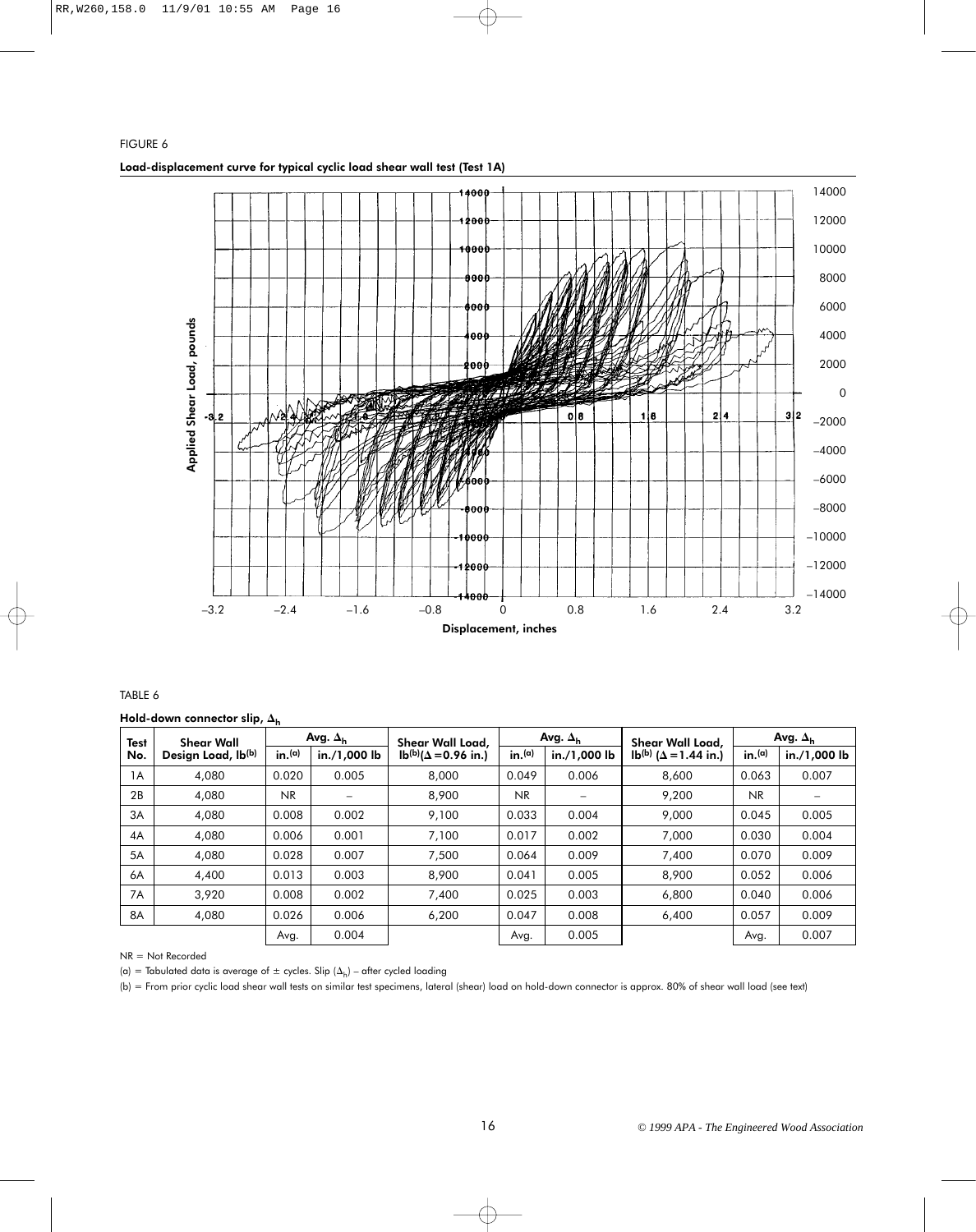FIGURE 6

**Load-displacement curve for typical cyclic load shear wall test (Test 1A)**

TABLE 6

**Hold-down connector slip, $\Delta_h$**

| Test No. | Shear Wall Design Load, lb[b] | Avg. $\Delta_h$ | | Shear Wall Load, lb[b] ($\Delta$ = 0.96 in.) | Avg. $\Delta_h$ | | Shear Wall Load, lb[b] ($\Delta$ = 1.44 in.) | Avg. $\Delta_h$ | |
|---|---|---|---|---|---|---|---|---|---|
| | | in.[a] | in./1,000 lb | | in.[a] | in./1,000 lb | | in.[a] | in./1,000 lb |
| 1A | 4,080 | 0.020 | 0.005 | 8,000 | 0.049 | 0.006 | 8,600 | 0.063 | 0.007 |
| 2B | 4,080 | NR | – | 8,900 | NR | – | 9,200 | NR | – |
| 3A | 4,080 | 0.008 | 0.002 | 9,100 | 0.033 | 0.004 | 9,000 | 0.045 | 0.005 |
| 4A | 4,080 | 0.006 | 0.001 | 7,100 | 0.017 | 0.002 | 7,000 | 0.030 | 0.004 |
| 5A | 4,080 | 0.028 | 0.007 | 7,500 | 0.064 | 0.009 | 7,400 | 0.070 | 0.009 |
| 6A | 4,400 | 0.013 | 0.003 | 8,900 | 0.041 | 0.005 | 8,900 | 0.052 | 0.006 |
| 7A | 3,920 | 0.008 | 0.002 | 7,400 | 0.025 | 0.003 | 6,800 | 0.040 | 0.006 |
| 8A | 4,080 | 0.026 | 0.006 | 6,200 | 0.047 | 0.008 | 6,400 | 0.057 | 0.009 |
| | | Avg. | 0.004 | | Avg. | 0.005 | | Avg. | 0.007 |

NR = Not Recorded

(a) = Tabulated data is average of ± cycles. Slip ($\Delta_h$) – after cycled loading

(b) = From prior cyclic load shear wall tests on similar test specimens, lateral (shear) load on hold-down connector is approx. 80% of shear wall load (see text)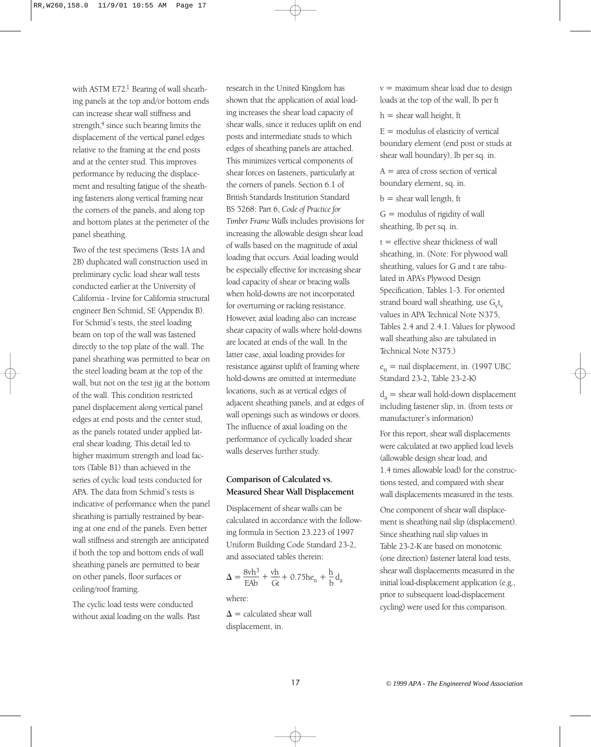with ASTM E72.[1] Bearing of wall sheathing panels at the top and/or bottom ends can increase shear wall stiffness and strength,[4] since such bearing limits the displacement of the vertical panel edges relative to the framing at the end posts and at the center stud. This improves performance by reducing the displacement and resulting fatigue of the sheathing fasteners along vertical framing near the corners of the panels, and along top and bottom plates at the perimeter of the panel sheathing.

Two of the test specimens (Tests 1A and 2B) duplicated wall construction used in preliminary cyclic load shear wall tests conducted earlier at the University of California - Irvine for California structural engineer Ben Schmid, SE (Appendix B). For Schmid's tests, the steel loading beam on top of the wall was fastened directly to the top plate of the wall. The panel sheathing was permitted to bear on the steel loading beam at the top of the wall, but not on the test jig at the bottom of the wall. This condition restricted panel displacement along vertical panel edges at end posts and the center stud, as the panels rotated under applied lateral shear loading. This detail led to higher maximum strength and load factors (Table B1) than achieved in the series of cyclic load tests conducted for APA. The data from Schmid's tests is indicative of performance when the panel sheathing is partially restrained by bearing at one end of the panels. Even better wall stiffness and strength are anticipated if both the top and bottom ends of wall sheathing panels are permitted to bear on other panels, floor surfaces or ceiling/roof framing.

The cyclic load tests were conducted without axial loading on the walls. Past research in the United Kingdom has shown that the application of axial loading increases the shear load capacity of shear walls, since it reduces uplift on end posts and intermediate studs to which edges of sheathing panels are attached. This minimizes vertical components of shear forces on fasteners, particularly at the corners of panels. Section 6.1 of British Standards Institution Standard BS 5268: Part 6, *Code of Practice for Timber Frame Walls* includes provisions for increasing the allowable design shear load of walls based on the magnitude of axial loading that occurs. Axial loading would be especially effective for increasing shear load capacity of shear or bracing walls when hold-downs are not incorporated for overturning or racking resistance. However, axial loading also can increase shear capacity of walls where hold-downs are located at ends of the wall. In the latter case, axial loading provides for resistance against uplift of framing where hold-downs are omitted at intermediate locations, such as at vertical edges of adjacent sheathing panels, and at edges of wall openings such as windows or doors. The influence of axial loading on the performance of cyclically loaded shear walls deserves further study.

## Comparison of Calculated vs. Measured Shear Wall Displacement

Displacement of shear walls can be calculated in accordance with the following formula in Section 23.223 of 1997 Uniform Building Code Standard 23-2, and associated tables therein:

$$\Delta = \frac{8vh^3}{EAb} + \frac{vh}{Gt} + 0.75he_n + \frac{h}{b}d_a$$

where:

$\Delta$ = calculated shear wall displacement, in.

$v$ = maximum shear load due to design loads at the top of the wall, lb per ft

$h$ = shear wall height, ft

$E$ = modulus of elasticity of vertical boundary element (end post or studs at shear wall boundary), lb per sq. in.

$A$ = area of cross section of vertical boundary element, sq. in.

$b$ = shear wall length, ft

$G$ = modulus of rigidity of wall sheathing, lb per sq. in.

$t$ = effective shear thickness of wall sheathing, in. (Note: For plywood wall sheathing, values for G and t are tabulated in APA's Plywood Design Specification, Tables 1-3. For oriented strand board wall sheathing, use $G_v t_v$ values in APA Technical Note N375, Tables 2.4 and 2.4.1. Values for plywood wall sheathing also are tabulated in Technical Note N375.)

$e_n$ = nail displacement, in. (1997 UBC Standard 23-2, Table 23-2-K)

$d_a$ = shear wall hold-down displacement including fastener slip, in. (from tests or manufacturer's information)

For this report, shear wall displacements were calculated at two applied load levels (allowable design shear load, and 1.4 times allowable load) for the constructions tested, and compared with shear wall displacements measured in the tests.

One component of shear wall displacement is sheathing nail slip (displacement). Since sheathing nail slip values in Table 23-2-K are based on monotonic (one direction) fastener lateral load tests, shear wall displacements measured in the initial load-displacement application (e.g., prior to subsequent load-displacement cycling) were used for this comparison.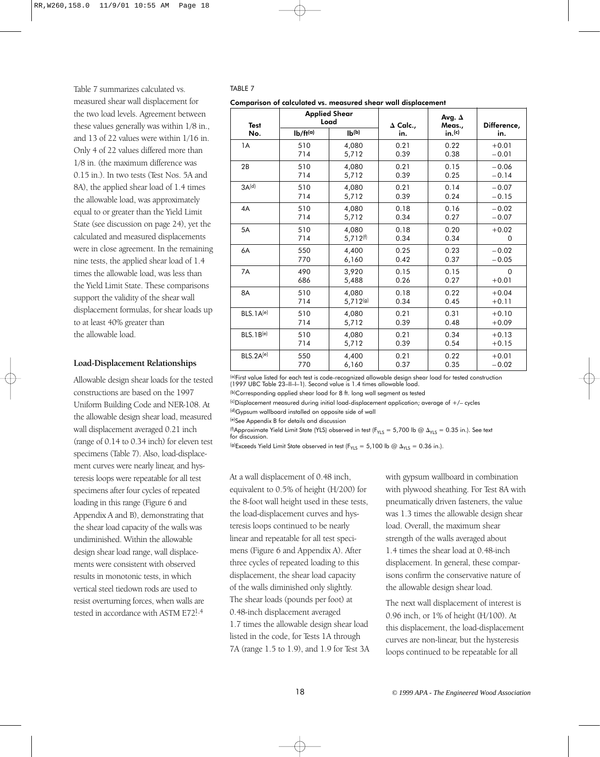Table 7 summarizes calculated vs. measured shear wall displacement for the two load levels. Agreement between these values generally was within 1/8 in., and 13 of 22 values were within 1/16 in. Only 4 of 22 values differed more than 1/8 in. (the maximum difference was 0.15 in.). In two tests (Test Nos. 5A and 8A), the applied shear load of 1.4 times the allowable load, was approximately equal to or greater than the Yield Limit State (see discussion on page 24), yet the calculated and measured displacements were in close agreement. In the remaining nine tests, the applied shear load of 1.4 times the allowable load, was less than the Yield Limit State. These comparisons support the validity of the shear wall displacement formulas, for shear loads up to at least 40% greater than the allowable load.

TABLE 7

**Comparison of calculated vs. measured shear wall displacement**

| Test No. | Applied Shear Load | | $\Delta$ Calc., in. | Avg. $\Delta$ Meas., in.[c] | Difference, in. |
|---|---|---|---|---|---|
| | lb/ft[a] | lb[b] | | | |
| 1A | 510<br>714 | 4,080<br>5,712 | 0.21<br>0.39 | 0.22<br>0.38 | +0.01<br>−0.01 |
| 2B | 510<br>714 | 4,080<br>5,712 | 0.21<br>0.39 | 0.15<br>0.25 | −0.06<br>−0.14 |
| 3A[d] | 510<br>714 | 4,080<br>5,712 | 0.21<br>0.39 | 0.14<br>0.24 | −0.07<br>−0.15 |
| 4A | 510<br>714 | 4,080<br>5,712 | 0.18<br>0.34 | 0.16<br>0.27 | −0.02<br>−0.07 |
| 5A | 510<br>714 | 4,080<br>5,712[f] | 0.18<br>0.34 | 0.20<br>0.34 | +0.02<br>0 |
| 6A | 550<br>770 | 4,400<br>6,160 | 0.25<br>0.42 | 0.23<br>0.37 | −0.02<br>−0.05 |
| 7A | 490<br>686 | 3,920<br>5,488 | 0.15<br>0.26 | 0.15<br>0.27 | 0<br>+0.01 |
| 8A | 510<br>714 | 4,080<br>5,712[g] | 0.18<br>0.34 | 0.22<br>0.45 | +0.04<br>+0.11 |
| BLS.1A[e] | 510<br>714 | 4,080<br>5,712 | 0.21<br>0.39 | 0.31<br>0.48 | +0.10<br>+0.09 |
| BLS.1B[e] | 510<br>714 | 4,080<br>5,712 | 0.21<br>0.39 | 0.34<br>0.54 | +0.13<br>+0.15 |
| BLS.2A[e] | 550<br>770 | 4,400<br>6,160 | 0.21<br>0.37 | 0.22<br>0.35 | +0.01<br>−0.02 |

[a]First value listed for each test is code-recognized allowable design shear load for tested construction (1997 UBC Table 23–II–I–1). Second value is 1.4 times allowable load.

[b]Corresponding applied shear load for 8 ft. long wall segment as tested

[c]Displacement measured during initial load-displacement application; average of +/– cycles

[d]Gypsum wallboard installed on opposite side of wall

[e]See Appendix B for details and discussion

[f]Approximate Yield Limit State (YLS) observed in test ($F_{YLS}$ = 5,700 lb @ $\Delta_{YLS}$ = 0.35 in.). See text for discussion.

[g]Exceeds Yield Limit State observed in test ($F_{YLS}$ = 5,100 lb @ $\Delta_{YLS}$ = 0.36 in.).

### Load-Displacement Relationships

Allowable design shear loads for the tested constructions are based on the 1997 Uniform Building Code and NER-108. At the allowable design shear load, measured wall displacement averaged 0.21 inch (range of 0.14 to 0.34 inch) for eleven test specimens (Table 7). Also, load-displacement curves were nearly linear, and hysteresis loops were repeatable for all test specimens after four cycles of repeated loading in this range (Figure 6 and Appendix A and B), demonstrating that the shear load capacity of the walls was undiminished. Within the allowable design shear load range, wall displacements were consistent with observed results in monotonic tests, in which vertical steel tiedown rods are used to resist overturning forces, when walls are tested in accordance with ASTM E72[1,4]

At a wall displacement of 0.48 inch, equivalent to 0.5% of height (H/200) for the 8-foot wall height used in these tests, the load-displacement curves and hysteresis loops continued to be nearly linear and repeatable for all test specimens (Figure 6 and Appendix A). After three cycles of repeated loading to this displacement, the shear load capacity of the walls diminished only slightly. The shear loads (pounds per foot) at 0.48-inch displacement averaged 1.7 times the allowable design shear load listed in the code, for Tests 1A through 7A (range 1.5 to 1.9), and 1.9 for Test 3A with gypsum wallboard in combination with plywood sheathing. For Test 8A with pneumatically driven fasteners, the value was 1.3 times the allowable design shear load. Overall, the maximum shear strength of the walls averaged about 1.4 times the shear load at 0.48-inch displacement. In general, these comparisons confirm the conservative nature of the allowable design shear load.

The next wall displacement of interest is 0.96 inch, or 1% of height (H/100). At this displacement, the load-displacement curves are non-linear, but the hysteresis loops continued to be repeatable for all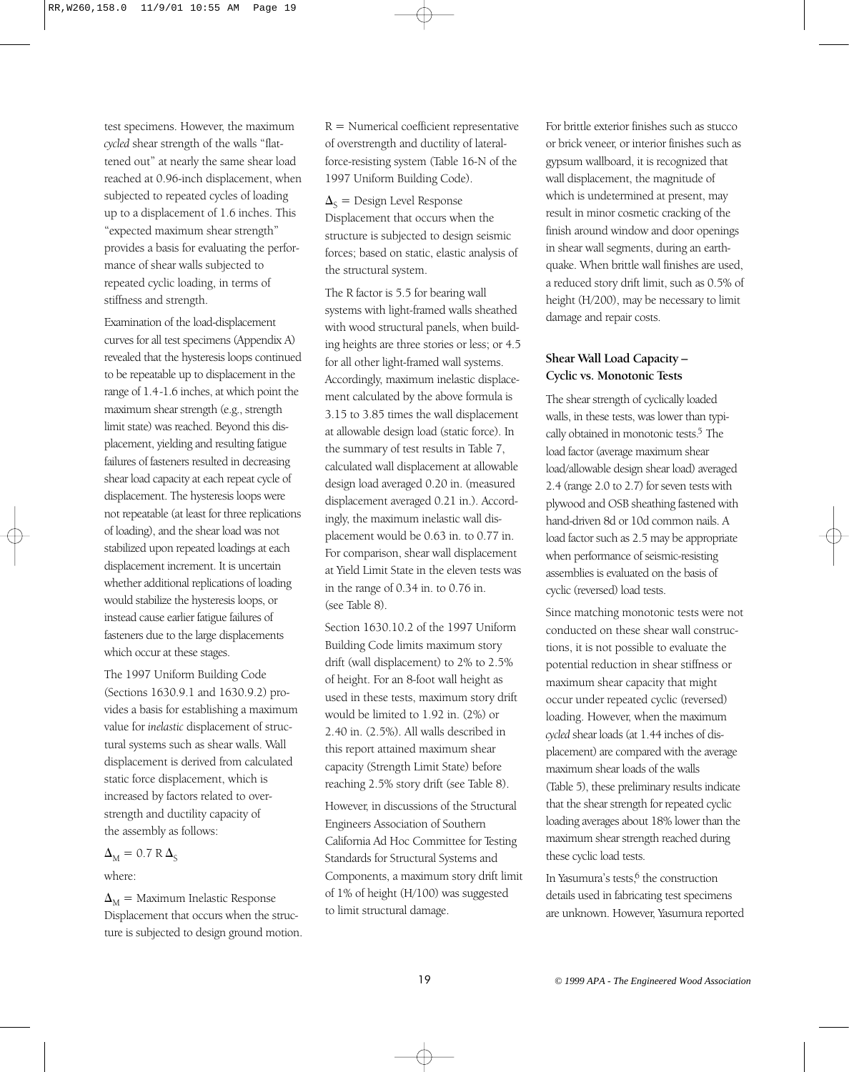test specimens. However, the maximum *cycled* shear strength of the walls "flattened out" at nearly the same shear load reached at 0.96-inch displacement, when subjected to repeated cycles of loading up to a displacement of 1.6 inches. This "expected maximum shear strength" provides a basis for evaluating the performance of shear walls subjected to repeated cyclic loading, in terms of stiffness and strength.

Examination of the load-displacement curves for all test specimens (Appendix A) revealed that the hysteresis loops continued to be repeatable up to displacement in the range of 1.4-1.6 inches, at which point the maximum shear strength (e.g., strength limit state) was reached. Beyond this displacement, yielding and resulting fatigue failures of fasteners resulted in decreasing shear load capacity at each repeat cycle of displacement. The hysteresis loops were not repeatable (at least for three replications of loading), and the shear load was not stabilized upon repeated loadings at each displacement increment. It is uncertain whether additional replications of loading would stabilize the hysteresis loops, or instead cause earlier fatigue failures of fasteners due to the large displacements which occur at these stages.

The 1997 Uniform Building Code (Sections 1630.9.1 and 1630.9.2) provides a basis for establishing a maximum value for *inelastic* displacement of structural systems such as shear walls. Wall displacement is derived from calculated static force displacement, which is increased by factors related to overstrength and ductility capacity of the assembly as follows:

$$\Delta_M = 0.7\ R\ \Delta_S$$

where:

$\Delta_M$ = Maximum Inelastic Response Displacement that occurs when the structure is subjected to design ground motion.

$R$ = Numerical coefficient representative of overstrength and ductility of lateral-force-resisting system (Table 16-N of the 1997 Uniform Building Code).

$\Delta_S$ = Design Level Response Displacement that occurs when the structure is subjected to design seismic forces; based on static, elastic analysis of the structural system.

The R factor is 5.5 for bearing wall systems with light-framed walls sheathed with wood structural panels, when building heights are three stories or less; or 4.5 for all other light-framed wall systems. Accordingly, maximum inelastic displacement calculated by the above formula is 3.15 to 3.85 times the wall displacement at allowable design load (static force). In the summary of test results in Table 7, calculated wall displacement at allowable design load averaged 0.20 in. (measured displacement averaged 0.21 in.). Accordingly, the maximum inelastic wall displacement would be 0.63 in. to 0.77 in. For comparison, shear wall displacement at Yield Limit State in the eleven tests was in the range of 0.34 in. to 0.76 in. (see Table 8).

Section 1630.10.2 of the 1997 Uniform Building Code limits maximum story drift (wall displacement) to 2% to 2.5% of height. For an 8-foot wall height as used in these tests, maximum story drift would be limited to 1.92 in. (2%) or 2.40 in. (2.5%). All walls described in this report attained maximum shear capacity (Strength Limit State) before reaching 2.5% story drift (see Table 8).

However, in discussions of the Structural Engineers Association of Southern California Ad Hoc Committee for Testing Standards for Structural Systems and Components, a maximum story drift limit of 1% of height (H/100) was suggested to limit structural damage.

For brittle exterior finishes such as stucco or brick veneer, or interior finishes such as gypsum wallboard, it is recognized that wall displacement, the magnitude of which is undetermined at present, may result in minor cosmetic cracking of the finish around window and door openings in shear wall segments, during an earthquake. When brittle wall finishes are used, a reduced story drift limit, such as 0.5% of height (H/200), may be necessary to limit damage and repair costs.

### Shear Wall Load Capacity – Cyclic vs. Monotonic Tests

The shear strength of cyclically loaded walls, in these tests, was lower than typically obtained in monotonic tests.[5] The load factor (average maximum shear load/allowable design shear load) averaged 2.4 (range 2.0 to 2.7) for seven tests with plywood and OSB sheathing fastened with hand-driven 8d or 10d common nails. A load factor such as 2.5 may be appropriate when performance of seismic-resisting assemblies is evaluated on the basis of cyclic (reversed) load tests.

Since matching monotonic tests were not conducted on these shear wall constructions, it is not possible to evaluate the potential reduction in shear stiffness or maximum shear capacity that might occur under repeated cyclic (reversed) loading. However, when the maximum *cycled* shear loads (at 1.44 inches of displacement) are compared with the average maximum shear loads of the walls (Table 5), these preliminary results indicate that the shear strength for repeated cyclic loading averages about 18% lower than the maximum shear strength reached during these cyclic load tests.

In Yasumura's tests,[6] the construction details used in fabricating test specimens are unknown. However, Yasumura reported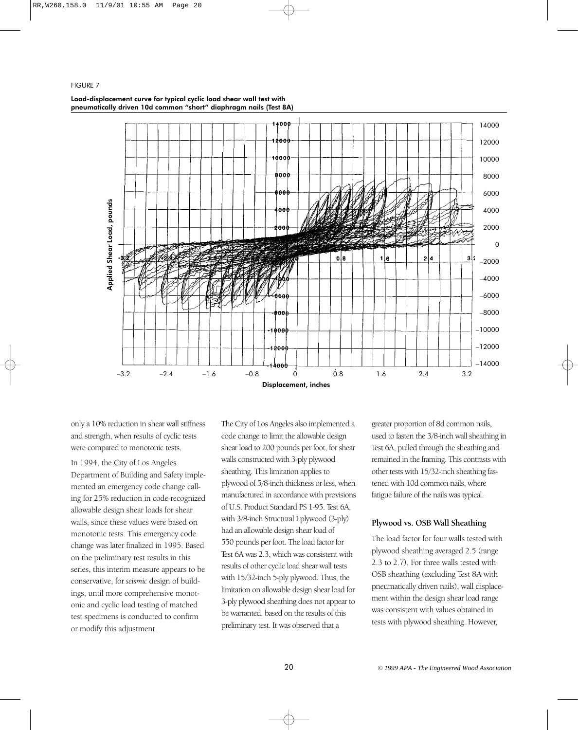FIGURE 7

**Load-displacement curve for typical cyclic load shear wall test with pneumatically driven 10d common "short" diaphragm nails (Test 8A)**

only a 10% reduction in shear wall stiffness and strength, when results of cyclic tests were compared to monotonic tests.

In 1994, the City of Los Angeles Department of Building and Safety implemented an emergency code change calling for 25% reduction in code-recognized allowable design shear loads for shear walls, since these values were based on monotonic tests. This emergency code change was later finalized in 1995. Based on the preliminary test results in this series, this interim measure appears to be conservative, for *seismic* design of buildings, until more comprehensive monotonic and cyclic load testing of matched test specimens is conducted to confirm or modify this adjustment.

The City of Los Angeles also implemented a code change to limit the allowable design shear load to 200 pounds per foot, for shear walls constructed with 3-ply plywood sheathing. This limitation applies to plywood of 5/8-inch thickness or less, when manufactured in accordance with provisions of U.S. Product Standard PS 1-95. Test 6A, with 3/8-inch Structural I plywood (3-ply) had an allowable design shear load of 550 pounds per foot. The load factor for Test 6A was 2.3, which was consistent with results of other cyclic load shear wall tests with 15/32-inch 5-ply plywood. Thus, the limitation on allowable design shear load for 3-ply plywood sheathing does not appear to be warranted, based on the results of this preliminary test. It was observed that a greater proportion of 8d common nails, used to fasten the 3/8-inch wall sheathing in Test 6A, pulled through the sheathing and remained in the framing. This contrasts with other tests with 15/32-inch sheathing fastened with 10d common nails, where fatigue failure of the nails was typical.

### Plywood vs. OSB Wall Sheathing

The load factor for four walls tested with plywood sheathing averaged 2.5 (range 2.3 to 2.7). For three walls tested with OSB sheathing (excluding Test 8A with pneumatically driven nails), wall displacement within the design shear load range was consistent with values obtained in tests with plywood sheathing. However,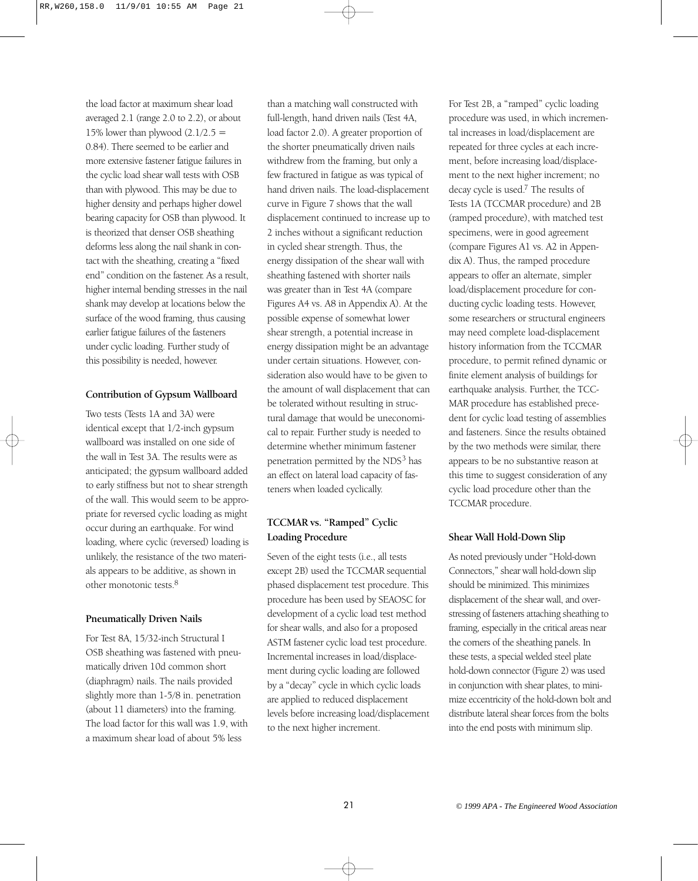the load factor at maximum shear load averaged 2.1 (range 2.0 to 2.2), or about 15% lower than plywood (2.1/2.5 = 0.84). There seemed to be earlier and more extensive fastener fatigue failures in the cyclic load shear wall tests with OSB than with plywood. This may be due to higher density and perhaps higher dowel bearing capacity for OSB than plywood. It is theorized that denser OSB sheathing deforms less along the nail shank in contact with the sheathing, creating a "fixed end" condition on the fastener. As a result, higher internal bending stresses in the nail shank may develop at locations below the surface of the wood framing, thus causing earlier fatigue failures of the fasteners under cyclic loading. Further study of this possibility is needed, however.

#### Contribution of Gypsum Wallboard

Two tests (Tests 1A and 3A) were identical except that 1/2-inch gypsum wallboard was installed on one side of the wall in Test 3A. The results were as anticipated; the gypsum wallboard added to early stiffness but not to shear strength of the wall. This would seem to be appropriate for reversed cyclic loading as might occur during an earthquake. For wind loading, where cyclic (reversed) loading is unlikely, the resistance of the two materials appears to be additive, as shown in other monotonic tests.[8]

#### Pneumatically Driven Nails

For Test 8A, 15/32-inch Structural I OSB sheathing was fastened with pneumatically driven 10d common short (diaphragm) nails. The nails provided slightly more than 1-5/8 in. penetration (about 11 diameters) into the framing. The load factor for this wall was 1.9, with a maximum shear load of about 5% less than a matching wall constructed with full-length, hand driven nails (Test 4A, load factor 2.0). A greater proportion of the shorter pneumatically driven nails withdrew from the framing, but only a few fractured in fatigue as was typical of hand driven nails. The load-displacement curve in Figure 7 shows that the wall displacement continued to increase up to 2 inches without a significant reduction in cycled shear strength. Thus, the energy dissipation of the shear wall with sheathing fastened with shorter nails was greater than in Test 4A (compare Figures A4 vs. A8 in Appendix A). At the possible expense of somewhat lower shear strength, a potential increase in energy dissipation might be an advantage under certain situations. However, consideration also would have to be given to the amount of wall displacement that can be tolerated without resulting in structural damage that would be uneconomical to repair. Further study is needed to determine whether minimum fastener penetration permitted by the NDS[3] has an effect on lateral load capacity of fasteners when loaded cyclically.

#### TCCMAR vs. "Ramped" Cyclic Loading Procedure

Seven of the eight tests (i.e., all tests except 2B) used the TCCMAR sequential phased displacement test procedure. This procedure has been used by SEAOSC for development of a cyclic load test method for shear walls, and also for a proposed ASTM fastener cyclic load test procedure. Incremental increases in load/displacement during cyclic loading are followed by a "decay" cycle in which cyclic loads are applied to reduced displacement levels before increasing load/displacement to the next higher increment.

For Test 2B, a "ramped" cyclic loading procedure was used, in which incremental increases in load/displacement are repeated for three cycles at each increment, before increasing load/displacement to the next higher increment; no decay cycle is used.[7] The results of Tests 1A (TCCMAR procedure) and 2B (ramped procedure), with matched test specimens, were in good agreement (compare Figures A1 vs. A2 in Appendix A). Thus, the ramped procedure appears to offer an alternate, simpler load/displacement procedure for conducting cyclic loading tests. However, some researchers or structural engineers may need complete load-displacement history information from the TCCMAR procedure, to permit refined dynamic or finite element analysis of buildings for earthquake analysis. Further, the TCCMAR procedure has established precedent for cyclic load testing of assemblies and fasteners. Since the results obtained by the two methods were similar, there appears to be no substantive reason at this time to suggest consideration of any cyclic load procedure other than the TCCMAR procedure.

#### Shear Wall Hold-Down Slip

As noted previously under "Hold-down Connectors," shear wall hold-down slip should be minimized. This minimizes displacement of the shear wall, and overstressing of fasteners attaching sheathing to framing, especially in the critical areas near the corners of the sheathing panels. In these tests, a special welded steel plate hold-down connector (Figure 2) was used in conjunction with shear plates, to minimize eccentricity of the hold-down bolt and distribute lateral shear forces from the bolts into the end posts with minimum slip.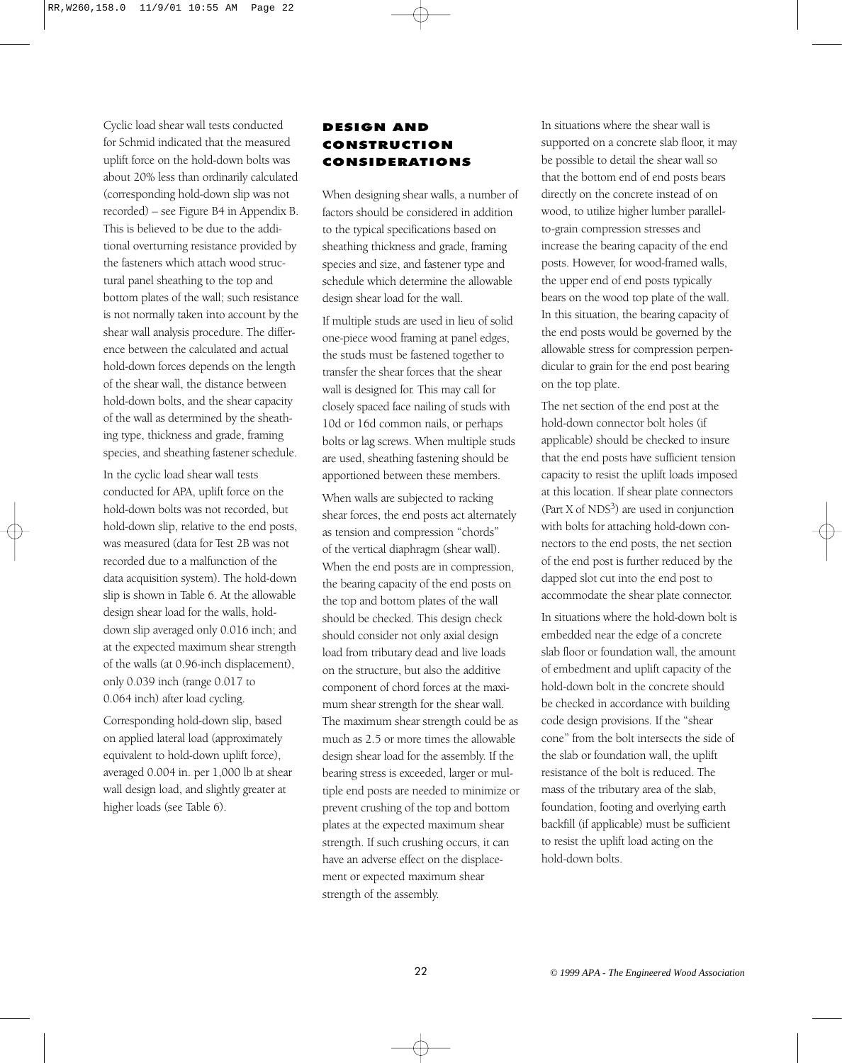Cyclic load shear wall tests conducted for Schmid indicated that the measured uplift force on the hold-down bolts was about 20% less than ordinarily calculated (corresponding hold-down slip was not recorded) – see Figure B4 in Appendix B. This is believed to be due to the additional overturning resistance provided by the fasteners which attach wood structural panel sheathing to the top and bottom plates of the wall; such resistance is not normally taken into account by the shear wall analysis procedure. The difference between the calculated and actual hold-down forces depends on the length of the shear wall, the distance between hold-down bolts, and the shear capacity of the wall as determined by the sheathing type, thickness and grade, framing species, and sheathing fastener schedule.

In the cyclic load shear wall tests conducted for APA, uplift force on the hold-down bolts was not recorded, but hold-down slip, relative to the end posts, was measured (data for Test 2B was not recorded due to a malfunction of the data acquisition system). The hold-down slip is shown in Table 6. At the allowable design shear load for the walls, hold-down slip averaged only 0.016 inch; and at the expected maximum shear strength of the walls (at 0.96-inch displacement), only 0.039 inch (range 0.017 to 0.064 inch) after load cycling.

Corresponding hold-down slip, based on applied lateral load (approximately equivalent to hold-down uplift force), averaged 0.004 in. per 1,000 lb at shear wall design load, and slightly greater at higher loads (see Table 6).

## DESIGN AND CONSTRUCTION CONSIDERATIONS

When designing shear walls, a number of factors should be considered in addition to the typical specifications based on sheathing thickness and grade, framing species and size, and fastener type and schedule which determine the allowable design shear load for the wall.

If multiple studs are used in lieu of solid one-piece wood framing at panel edges, the studs must be fastened together to transfer the shear forces that the shear wall is designed for. This may call for closely spaced face nailing of studs with 10d or 16d common nails, or perhaps bolts or lag screws. When multiple studs are used, sheathing fastening should be apportioned between these members.

When walls are subjected to racking shear forces, the end posts act alternately as tension and compression "chords" of the vertical diaphragm (shear wall). When the end posts are in compression, the bearing capacity of the end posts on the top and bottom plates of the wall should be checked. This design check should consider not only axial design load from tributary dead and live loads on the structure, but also the additive component of chord forces at the maximum shear strength for the shear wall. The maximum shear strength could be as much as 2.5 or more times the allowable design shear load for the assembly. If the bearing stress is exceeded, larger or multiple end posts are needed to minimize or prevent crushing of the top and bottom plates at the expected maximum shear strength. If such crushing occurs, it can have an adverse effect on the displacement or expected maximum shear strength of the assembly.

In situations where the shear wall is supported on a concrete slab floor, it may be possible to detail the shear wall so that the bottom end of end posts bears directly on the concrete instead of on wood, to utilize higher lumber parallel-to-grain compression stresses and increase the bearing capacity of the end posts. However, for wood-framed walls, the upper end of end posts typically bears on the wood top plate of the wall. In this situation, the bearing capacity of the end posts would be governed by the allowable stress for compression perpendicular to grain for the end post bearing on the top plate.

The net section of the end post at the hold-down connector bolt holes (if applicable) should be checked to insure that the end posts have sufficient tension capacity to resist the uplift loads imposed at this location. If shear plate connectors (Part X of NDS[3]) are used in conjunction with bolts for attaching hold-down connectors to the end posts, the net section of the end post is further reduced by the dapped slot cut into the end post to accommodate the shear plate connector.

In situations where the hold-down bolt is embedded near the edge of a concrete slab floor or foundation wall, the amount of embedment and uplift capacity of the hold-down bolt in the concrete should be checked in accordance with building code design provisions. If the "shear cone" from the bolt intersects the side of the slab or foundation wall, the uplift resistance of the bolt is reduced. The mass of the tributary area of the slab, foundation, footing and overlying earth backfill (if applicable) must be sufficient to resist the uplift load acting on the hold-down bolts.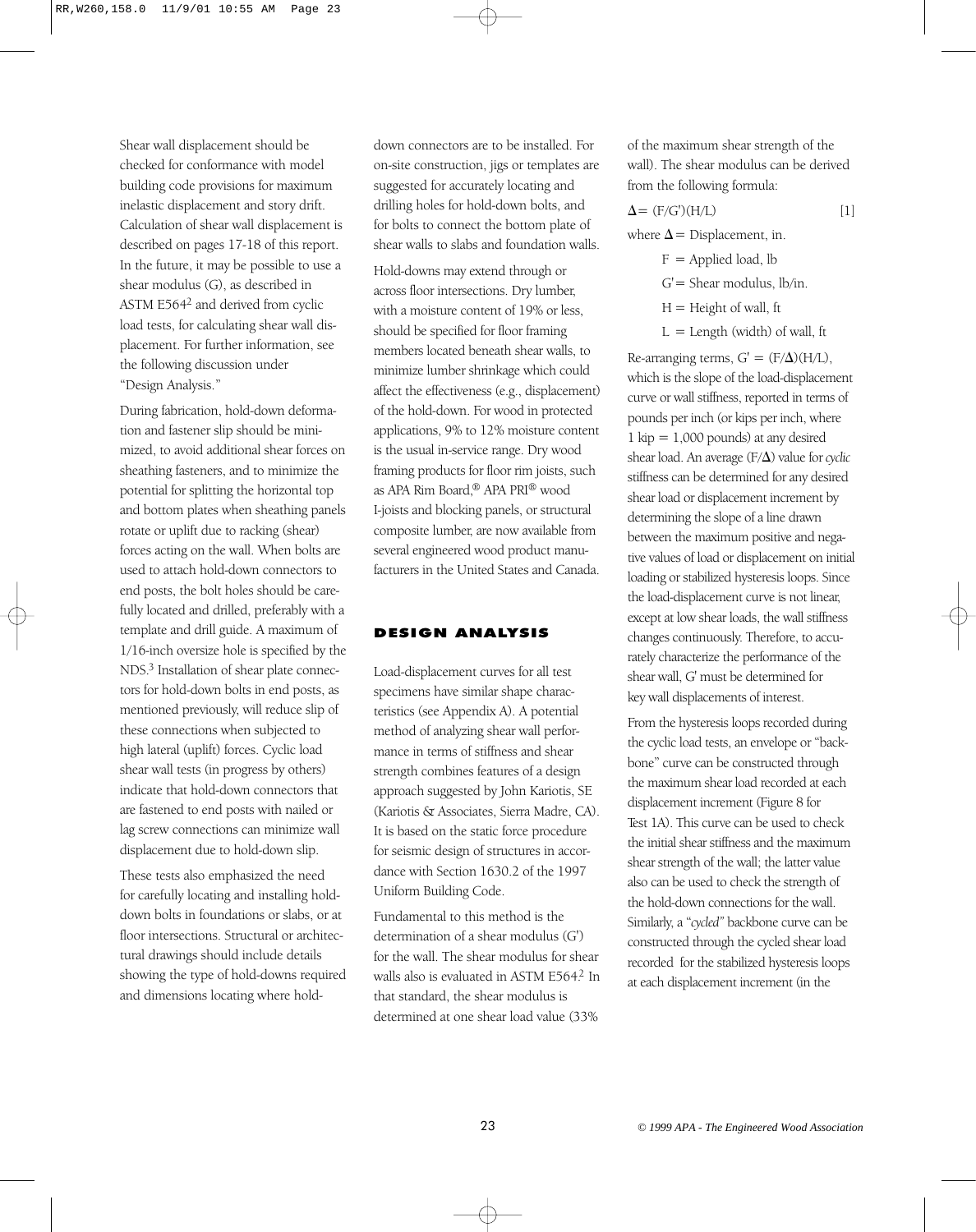Shear wall displacement should be checked for conformance with model building code provisions for maximum inelastic displacement and story drift. Calculation of shear wall displacement is described on pages 17-18 of this report. In the future, it may be possible to use a shear modulus (G), as described in ASTM E564[2] and derived from cyclic load tests, for calculating shear wall displacement. For further information, see the following discussion under "Design Analysis."

During fabrication, hold-down deformation and fastener slip should be minimized, to avoid additional shear forces on sheathing fasteners, and to minimize the potential for splitting the horizontal top and bottom plates when sheathing panels rotate or uplift due to racking (shear) forces acting on the wall. When bolts are used to attach hold-down connectors to end posts, the bolt holes should be carefully located and drilled, preferably with a template and drill guide. A maximum of 1/16-inch oversize hole is specified by the NDS.[3] Installation of shear plate connectors for hold-down bolts in end posts, as mentioned previously, will reduce slip of these connections when subjected to high lateral (uplift) forces. Cyclic load shear wall tests (in progress by others) indicate that hold-down connectors that are fastened to end posts with nailed or lag screw connections can minimize wall displacement due to hold-down slip.

These tests also emphasized the need for carefully locating and installing hold-down bolts in foundations or slabs, or at floor intersections. Structural or architectural drawings should include details showing the type of hold-downs required and dimensions locating where hold-down connectors are to be installed. For on-site construction, jigs or templates are suggested for accurately locating and drilling holes for hold-down bolts, and for bolts to connect the bottom plate of shear walls to slabs and foundation walls.

Hold-downs may extend through or across floor intersections. Dry lumber, with a moisture content of 19% or less, should be specified for floor framing members located beneath shear walls, to minimize lumber shrinkage which could affect the effectiveness (e.g., displacement) of the hold-down. For wood in protected applications, 9% to 12% moisture content is the usual in-service range. Dry wood framing products for floor rim joists, such as APA Rim Board,® APA PRI® wood I-joists and blocking panels, or structural composite lumber, are now available from several engineered wood product manufacturers in the United States and Canada.

## DESIGN ANALYSIS

Load-displacement curves for all test specimens have similar shape characteristics (see Appendix A). A potential method of analyzing shear wall performance in terms of stiffness and shear strength combines features of a design approach suggested by John Kariotis, SE (Kariotis & Associates, Sierra Madre, CA). It is based on the static force procedure for seismic design of structures in accordance with Section 1630.2 of the 1997 Uniform Building Code.

Fundamental to this method is the determination of a shear modulus (G') for the wall. The shear modulus for shear walls also is evaluated in ASTM E564.[2] In that standard, the shear modulus is determined at one shear load value (33% of the maximum shear strength of the wall). The shear modulus can be derived from the following formula:

$$\Delta = (F/G')(H/L) \qquad [1]$$

where $\Delta$ = Displacement, in.

- $F$ = Applied load, lb
- $G'$ = Shear modulus, lb/in.
- $H$ = Height of wall, ft
- $L$ = Length (width) of wall, ft

Re-arranging terms, $G' = (F/\Delta)(H/L)$, which is the slope of the load-displacement curve or wall stiffness, reported in terms of pounds per inch (or kips per inch, where 1 kip = 1,000 pounds) at any desired shear load. An average $(F/\Delta)$ value for *cyclic* stiffness can be determined for any desired shear load or displacement increment by determining the slope of a line drawn between the maximum positive and negative values of load or displacement on initial loading or stabilized hysteresis loops. Since the load-displacement curve is not linear, except at low shear loads, the wall stiffness changes continuously. Therefore, to accurately characterize the performance of the shear wall, G' must be determined for key wall displacements of interest.

From the hysteresis loops recorded during the cyclic load tests, an envelope or "backbone" curve can be constructed through the maximum shear load recorded at each displacement increment (Figure 8 for Test 1A). This curve can be used to check the initial shear stiffness and the maximum shear strength of the wall; the latter value also can be used to check the strength of the hold-down connections for the wall. Similarly, a "*cycled*" backbone curve can be constructed through the cycled shear load recorded for the stabilized hysteresis loops at each displacement increment (in the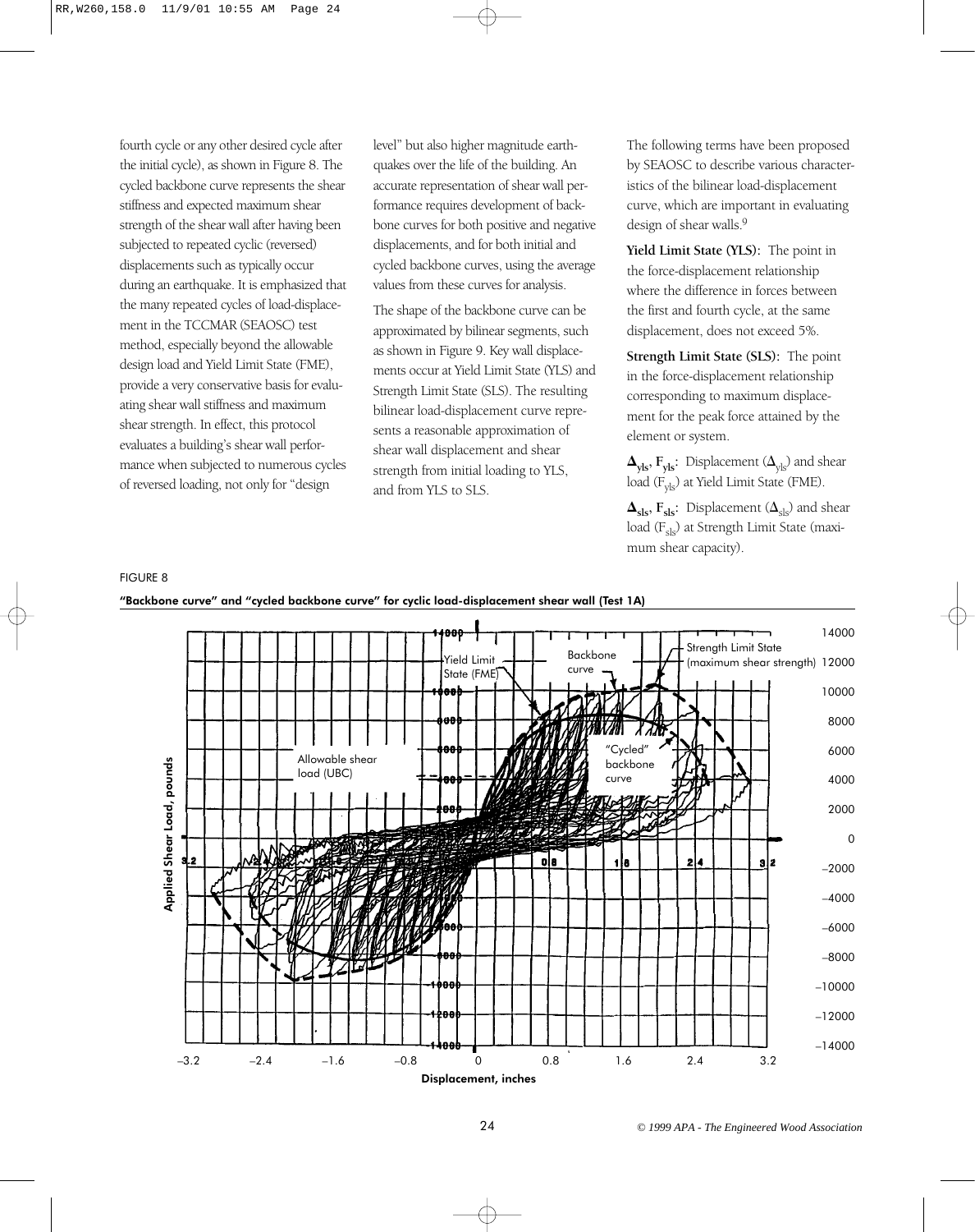fourth cycle or any other desired cycle after the initial cycle), as shown in Figure 8. The cycled backbone curve represents the shear stiffness and expected maximum shear strength of the shear wall after having been subjected to repeated cyclic (reversed) displacements such as typically occur during an earthquake. It is emphasized that the many repeated cycles of load-displacement in the TCCMAR (SEAOSC) test method, especially beyond the allowable design load and Yield Limit State (FME), provide a very conservative basis for evaluating shear wall stiffness and maximum shear strength. In effect, this protocol evaluates a building's shear wall performance when subjected to numerous cycles of reversed loading, not only for "design level" but also higher magnitude earthquakes over the life of the building. An accurate representation of shear wall performance requires development of backbone curves for both positive and negative displacements, and for both initial and cycled backbone curves, using the average values from these curves for analysis.

The shape of the backbone curve can be approximated by bilinear segments, such as shown in Figure 9. Key wall displacements occur at Yield Limit State (YLS) and Strength Limit State (SLS). The resulting bilinear load-displacement curve represents a reasonable approximation of shear wall displacement and shear strength from initial loading to YLS, and from YLS to SLS.

The following terms have been proposed by SEAOSC to describe various characteristics of the bilinear load-displacement curve, which are important in evaluating design of shear walls.[9]

**Yield Limit State (YLS):** The point in the force-displacement relationship where the difference in forces between the first and fourth cycle, at the same displacement, does not exceed 5%.

**Strength Limit State (SLS):** The point in the force-displacement relationship corresponding to maximum displacement for the peak force attained by the element or system.

**$\Delta_{yls}$, $F_{yls}$:** Displacement ($\Delta_{yls}$) and shear load ($F_{yls}$) at Yield Limit State (FME).

**$\Delta_{sls}$, $F_{sls}$:** Displacement ($\Delta_{sls}$) and shear load ($F_{sls}$) at Strength Limit State (maximum shear capacity).

FIGURE 8

**"Backbone curve" and "cycled backbone curve" for cyclic load-displacement shear wall (Test 1A)**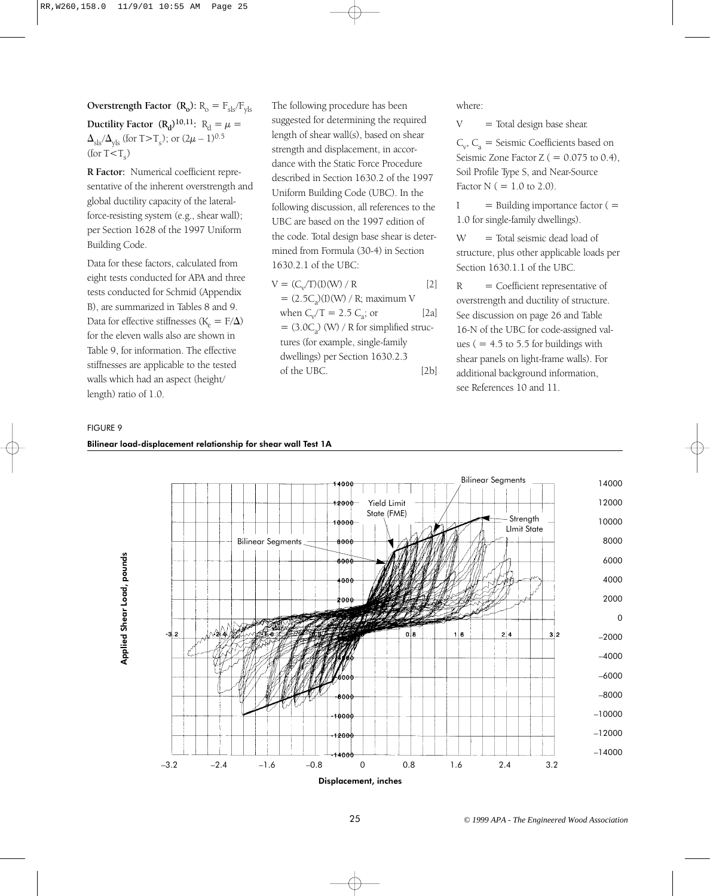**Overstrength Factor ($R_o$):** $R_o = F_{sls}/F_{yls}$

**Ductility Factor ($R_d$)[10,11]:** $R_d = \mu = \Delta_{sls}/\Delta_{yls}$ (for $T>T_s$); or $(2\mu - 1)^{0.5}$ (for $T<T_s$)

**R Factor:** Numerical coefficient representative of the inherent overstrength and global ductility capacity of the lateral-force-resisting system (e.g., shear wall); per Section 1628 of the 1997 Uniform Building Code.

Data for these factors, calculated from eight tests conducted for APA and three tests conducted for Schmid (Appendix B), are summarized in Tables 8 and 9. Data for effective stiffnesses ($K_e = F/\Delta$) for the eleven walls also are shown in Table 9, for information. The effective stiffnesses are applicable to the tested walls which had an aspect (height/length) ratio of 1.0.

The following procedure has been suggested for determining the required length of shear wall(s), based on shear strength and displacement, in accordance with the Static Force Procedure described in Section 1630.2 of the 1997 Uniform Building Code (UBC). In the following discussion, all references to the UBC are based on the 1997 edition of the code. Total design base shear is determined from Formula (30-4) in Section 1630.2.1 of the UBC:

$$V = (C_v/T)(I)(W) / R \qquad [2]$$

$= (2.5C_a)(I)(W) / R$; maximum V when $C_v/T = 2.5\ C_a$; or [2a]

$= (3.0C_a)\ (W) / R$ for simplified structures (for example, single-family dwellings) per Section 1630.2.3 of the UBC. [2b]

where:

V = Total design base shear.

$C_v$, $C_a$ = Seismic Coefficients based on Seismic Zone Factor Z ( = 0.075 to 0.4), Soil Profile Type S, and Near-Source Factor N ( = 1.0 to 2.0).

I = Building importance factor ( = 1.0 for single-family dwellings).

W = Total seismic dead load of structure, plus other applicable loads per Section 1630.1.1 of the UBC.

R = Coefficient representative of overstrength and ductility of structure. See discussion on page 26 and Table 16-N of the UBC for code-assigned values ( = 4.5 to 5.5 for buildings with shear panels on light-frame walls). For additional background information, see References 10 and 11.

FIGURE 9

**Bilinear load-displacement relationship for shear wall Test 1A**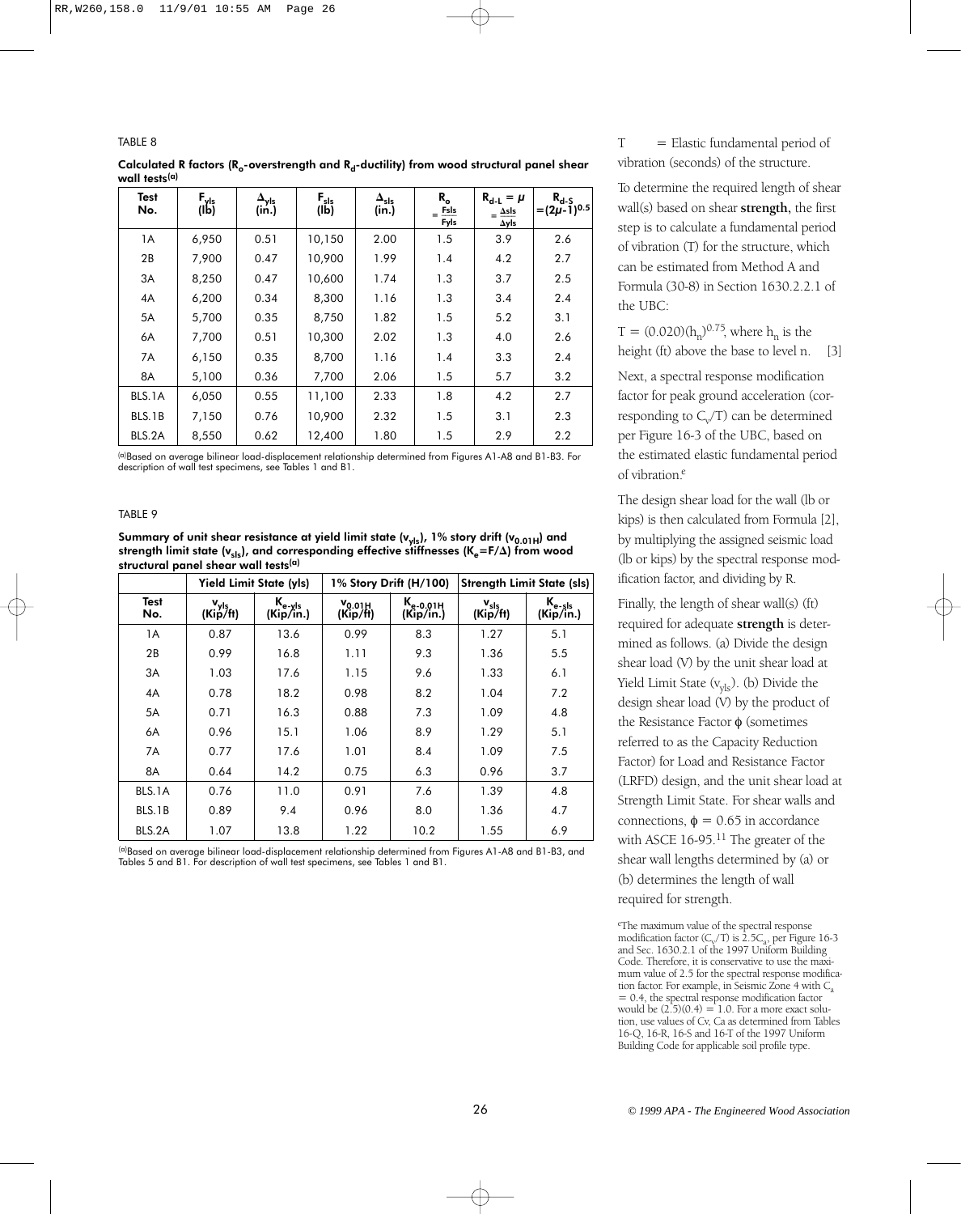TABLE 8

**Calculated R factors ($R_o$-overstrength and $R_d$-ductility) from wood structural panel shear wall tests[(a)]**

| Test No. | $F_{yls}$ (lb) | $\Delta_{yls}$ (in.) | $F_{sls}$ (lb) | $\Delta_{sls}$ (in.) | $R_o = \frac{F_{sls}}{F_{yls}}$ | $R_{d-L} = \mu = \frac{\Delta_{sls}}{\Delta_{yls}}$ | $R_{d-S} = (2\mu-1)^{0.5}$ |
|---|---|---|---|---|---|---|---|
| 1A | 6,950 | 0.51 | 10,150 | 2.00 | 1.5 | 3.9 | 2.6 |
| 2B | 7,900 | 0.47 | 10,900 | 1.99 | 1.4 | 4.2 | 2.7 |
| 3A | 8,250 | 0.47 | 10,600 | 1.74 | 1.3 | 3.7 | 2.5 |
| 4A | 6,200 | 0.34 | 8,300 | 1.16 | 1.3 | 3.4 | 2.4 |
| 5A | 5,700 | 0.35 | 8,750 | 1.82 | 1.5 | 5.2 | 3.1 |
| 6A | 7,700 | 0.51 | 10,300 | 2.02 | 1.3 | 4.0 | 2.6 |
| 7A | 6,150 | 0.35 | 8,700 | 1.16 | 1.4 | 3.3 | 2.4 |
| 8A | 5,100 | 0.36 | 7,700 | 2.06 | 1.5 | 5.7 | 3.2 |
| BLS.1A | 6,050 | 0.55 | 11,100 | 2.33 | 1.8 | 4.2 | 2.7 |
| BLS.1B | 7,150 | 0.76 | 10,900 | 2.32 | 1.5 | 3.1 | 2.3 |
| BLS.2A | 8,550 | 0.62 | 12,400 | 1.80 | 1.5 | 2.9 | 2.2 |

[(a)]Based on average bilinear load-displacement relationship determined from Figures A1-A8 and B1-B3. For description of wall test specimens, see Tables 1 and B1.

TABLE 9

**Summary of unit shear resistance at yield limit state ($v_{yls}$), 1% story drift ($v_{0.01H}$) and strength limit state ($v_{sls}$), and corresponding effective stiffnesses ($K_e$=F/$\Delta$) from wood structural panel shear wall tests[(a)]**

| | Yield Limit State (yls) | | 1% Story Drift (H/100) | | Strength Limit State (sls) | |
|---|---|---|---|---|---|---|
| Test No. | $v_{yls}$ (Kip/ft) | $K_{e-yls}$ (Kip/in.) | $v_{0.01H}$ (Kip/ft) | $K_{e-0.01H}$ (Kip/in.) | $v_{sls}$ (Kip/ft) | $K_{e-sls}$ (Kip/in.) |
| 1A | 0.87 | 13.6 | 0.99 | 8.3 | 1.27 | 5.1 |
| 2B | 0.99 | 16.8 | 1.11 | 9.3 | 1.36 | 5.5 |
| 3A | 1.03 | 17.6 | 1.15 | 9.6 | 1.33 | 6.1 |
| 4A | 0.78 | 18.2 | 0.98 | 8.2 | 1.04 | 7.2 |
| 5A | 0.71 | 16.3 | 0.88 | 7.3 | 1.09 | 4.8 |
| 6A | 0.96 | 15.1 | 1.06 | 8.9 | 1.29 | 5.1 |
| 7A | 0.77 | 17.6 | 1.01 | 8.4 | 1.09 | 7.5 |
| 8A | 0.64 | 14.2 | 0.75 | 6.3 | 0.96 | 3.7 |
| BLS.1A | 0.76 | 11.0 | 0.91 | 7.6 | 1.39 | 4.8 |
| BLS.1B | 0.89 | 9.4 | 0.96 | 8.0 | 1.36 | 4.7 |
| BLS.2A | 1.07 | 13.8 | 1.22 | 10.2 | 1.55 | 6.9 |

[(a)]Based on average bilinear load-displacement relationship determined from Figures A1-A8 and B1-B3, and Tables 5 and B1. For description of wall test specimens, see Tables 1 and B1.

T = Elastic fundamental period of vibration (seconds) of the structure.

To determine the required length of shear wall(s) based on shear **strength**, the first step is to calculate a fundamental period of vibration (T) for the structure, which can be estimated from Method A and Formula (30-8) in Section 1630.2.2.1 of the UBC:

$T = (0.020)(h_n)^{0.75}$, where $h_n$ is the height (ft) above the base to level n. [3]

Next, a spectral response modification factor for peak ground acceleration (corresponding to $C_v/T$) can be determined per Figure 16-3 of the UBC, based on the estimated elastic fundamental period of vibration.[e]

The design shear load for the wall (lb or kips) is then calculated from Formula [2], by multiplying the assigned seismic load (lb or kips) by the spectral response modification factor, and dividing by R.

Finally, the length of shear wall(s) (ft) required for adequate **strength** is determined as follows. (a) Divide the design shear load (V) by the unit shear load at Yield Limit State ($v_{yls}$). (b) Divide the design shear load (V) by the product of the Resistance Factor $\phi$ (sometimes referred to as the Capacity Reduction Factor) for Load and Resistance Factor (LRFD) design, and the unit shear load at Strength Limit State. For shear walls and connections, $\phi = 0.65$ in accordance with ASCE 16-95.[11] The greater of the shear wall lengths determined by (a) or (b) determines the length of wall required for strength.

[e]The maximum value of the spectral response modification factor ($C_v/T$) is $2.5C_a$, per Figure 16-3 and Sec. 1630.2.1 of the 1997 Uniform Building Code. Therefore, it is conservative to use the maximum value of 2.5 for the spectral response modification factor. For example, in Seismic Zone 4 with $C_a = 0.4$, the spectral response modification factor would be $(2.5)(0.4) = 1.0$. For a more exact solution, use values of Cv, Ca as determined from Tables 16-Q, 16-R, 16-S and 16-T of the 1997 Uniform Building Code for applicable soil profile type.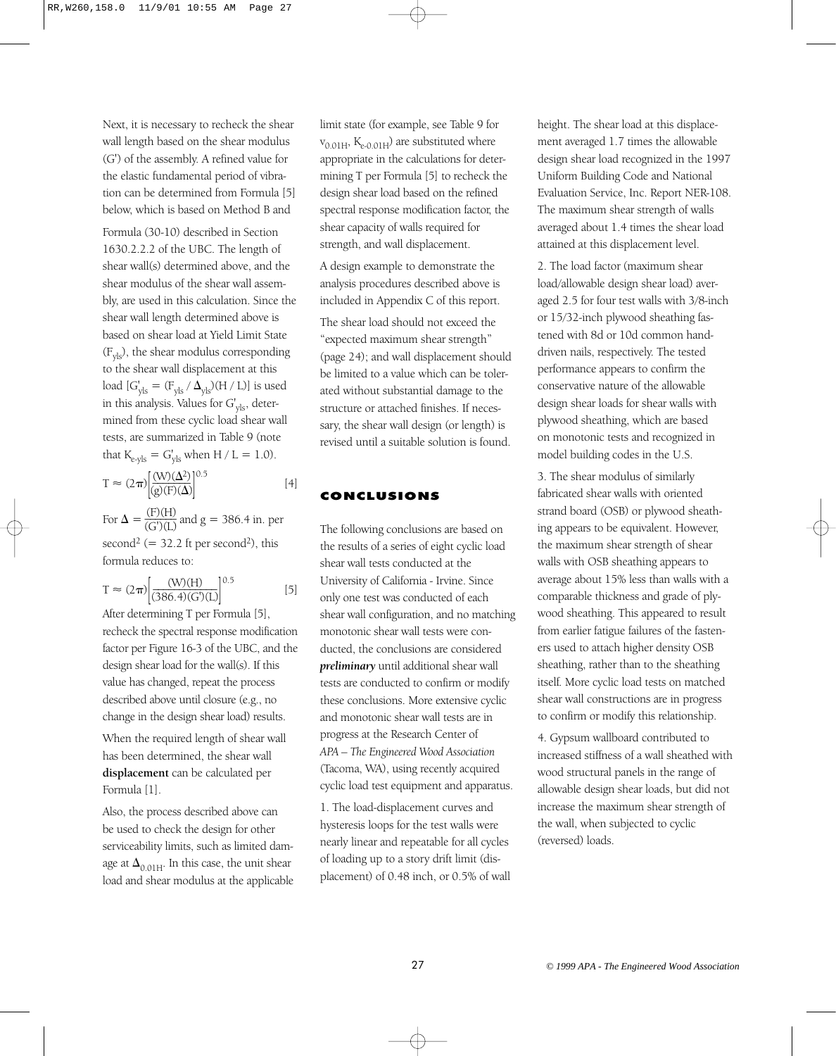Next, it is necessary to recheck the shear wall length based on the shear modulus (G') of the assembly. A refined value for the elastic fundamental period of vibration can be determined from Formula [5] below, which is based on Method B and Formula (30-10) described in Section 1630.2.2.2 of the UBC. The length of shear wall(s) determined above, and the shear modulus of the shear wall assembly, are used in this calculation. Since the shear wall length determined above is based on shear load at Yield Limit State ($F_{yls}$), the shear modulus corresponding to the shear wall displacement at this load [$G'_{yls} = (F_{yls} / \Delta_{yls})(H / L)$] is used in this analysis. Values for $G'_{yls}$, determined from these cyclic load shear wall tests, are summarized in Table 9 (note that $K_{e\text{-}yls} = G'_{yls}$ when $H / L = 1.0$).

$$T \approx (2\pi)\left[\frac{(W)(\Delta^2)}{(g)(F)(\Delta)}\right]^{0.5} \qquad [4]$$

For $\Delta = \frac{(F)(H)}{(G')(L)}$ and $g = 386.4$ in. per second$^2$ (= 32.2 ft per second$^2$), this formula reduces to:

$$T \approx (2\pi)\left[\frac{(W)(H)}{(386.4)(G')(L)}\right]^{0.5} \qquad [5]$$

After determining T per Formula [5], recheck the spectral response modification factor per Figure 16-3 of the UBC, and the design shear load for the wall(s). If this value has changed, repeat the process described above until closure (e.g., no change in the design shear load) results.

When the required length of shear wall has been determined, the shear wall **displacement** can be calculated per Formula [1].

Also, the process described above can be used to check the design for other serviceability limits, such as limited damage at $\Delta_{0.01H}$. In this case, the unit shear load and shear modulus at the applicable limit state (for example, see Table 9 for $v_{0.01H}$, $K_{e\text{-}0.01H}$) are substituted where appropriate in the calculations for determining T per Formula [5] to recheck the design shear load based on the refined spectral response modification factor, the shear capacity of walls required for strength, and wall displacement.

A design example to demonstrate the analysis procedures described above is included in Appendix C of this report.

The shear load should not exceed the "expected maximum shear strength" (page 24); and wall displacement should be limited to a value which can be tolerated without substantial damage to the structure or attached finishes. If necessary, the shear wall design (or length) is revised until a suitable solution is found.

## CONCLUSIONS

The following conclusions are based on the results of a series of eight cyclic load shear wall tests conducted at the University of California - Irvine. Since only one test was conducted of each shear wall configuration, and no matching monotonic shear wall tests were conducted, the conclusions are considered ***preliminary*** until additional shear wall tests are conducted to confirm or modify these conclusions. More extensive cyclic and monotonic shear wall tests are in progress at the Research Center of *APA – The Engineered Wood Association* (Tacoma, WA), using recently acquired cyclic load test equipment and apparatus.

1. The load-displacement curves and hysteresis loops for the test walls were nearly linear and repeatable for all cycles of loading up to a story drift limit (displacement) of 0.48 inch, or 0.5% of wall height. The shear load at this displacement averaged 1.7 times the allowable design shear load recognized in the 1997 Uniform Building Code and National Evaluation Service, Inc. Report NER-108. The maximum shear strength of walls averaged about 1.4 times the shear load attained at this displacement level.

2. The load factor (maximum shear load/allowable design shear load) averaged 2.5 for four test walls with 3/8-inch or 15/32-inch plywood sheathing fastened with 8d or 10d common hand-driven nails, respectively. The tested performance appears to confirm the conservative nature of the allowable design shear loads for shear walls with plywood sheathing, which are based on monotonic tests and recognized in model building codes in the U.S.

3. The shear modulus of similarly fabricated shear walls with oriented strand board (OSB) or plywood sheathing appears to be equivalent. However, the maximum shear strength of shear walls with OSB sheathing appears to average about 15% less than walls with a comparable thickness and grade of plywood sheathing. This appeared to result from earlier fatigue failures of the fasteners used to attach higher density OSB sheathing, rather than to the sheathing itself. More cyclic load tests on matched shear wall constructions are in progress to confirm or modify this relationship.

4. Gypsum wallboard contributed to increased stiffness of a wall sheathed with wood structural panels in the range of allowable design shear loads, but did not increase the maximum shear strength of the wall, when subjected to cyclic (reversed) loads.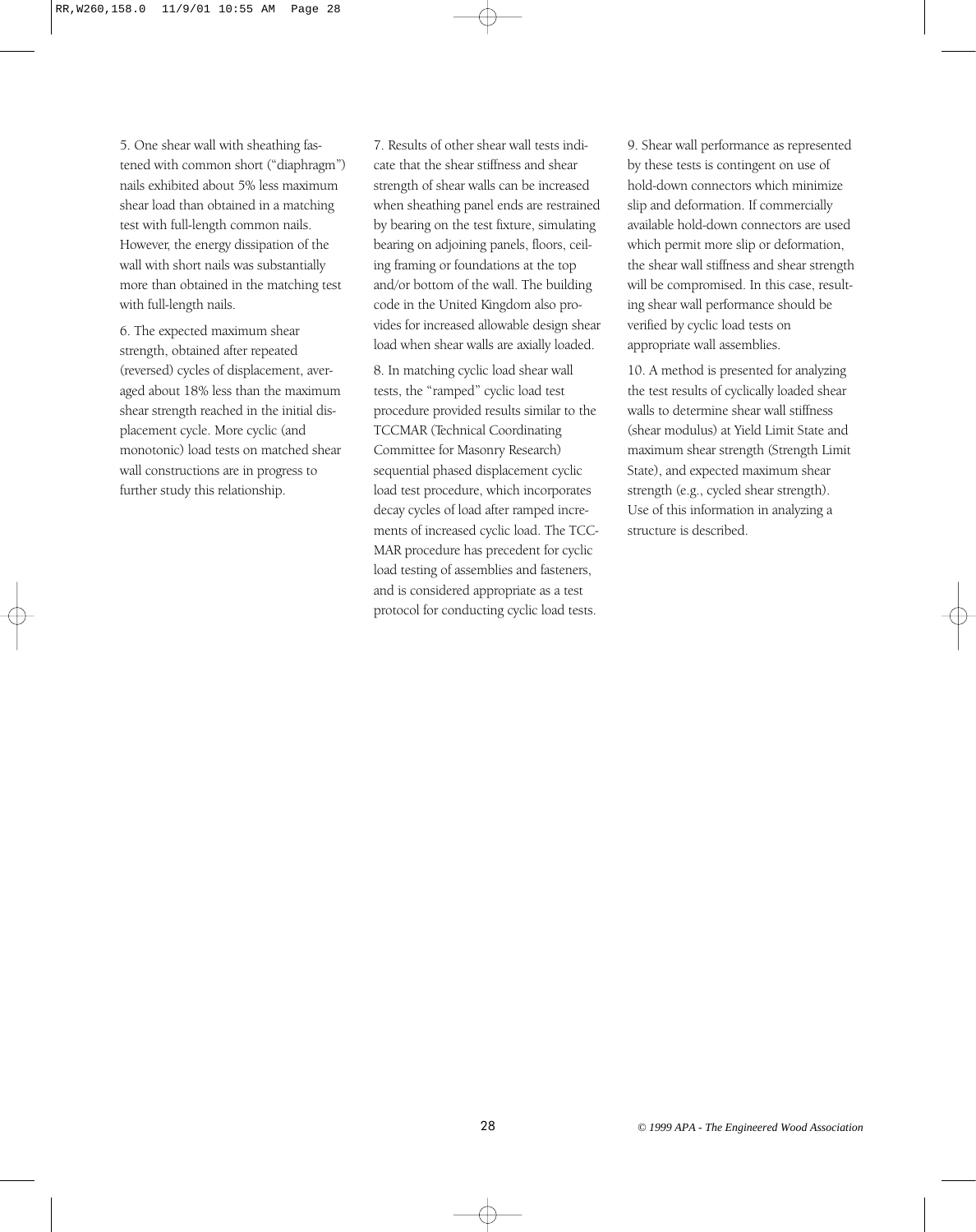5. One shear wall with sheathing fastened with common short ("diaphragm") nails exhibited about 5% less maximum shear load than obtained in a matching test with full-length common nails. However, the energy dissipation of the wall with short nails was substantially more than obtained in the matching test with full-length nails.

6. The expected maximum shear strength, obtained after repeated (reversed) cycles of displacement, averaged about 18% less than the maximum shear strength reached in the initial displacement cycle. More cyclic (and monotonic) load tests on matched shear wall constructions are in progress to further study this relationship.

7. Results of other shear wall tests indicate that the shear stiffness and shear strength of shear walls can be increased when sheathing panel ends are restrained by bearing on the test fixture, simulating bearing on adjoining panels, floors, ceiling framing or foundations at the top and/or bottom of the wall. The building code in the United Kingdom also provides for increased allowable design shear load when shear walls are axially loaded.

8. In matching cyclic load shear wall tests, the "ramped" cyclic load test procedure provided results similar to the TCCMAR (Technical Coordinating Committee for Masonry Research) sequential phased displacement cyclic load test procedure, which incorporates decay cycles of load after ramped increments of increased cyclic load. The TCCMAR procedure has precedent for cyclic load testing of assemblies and fasteners, and is considered appropriate as a test protocol for conducting cyclic load tests.

9. Shear wall performance as represented by these tests is contingent on use of hold-down connectors which minimize slip and deformation. If commercially available hold-down connectors are used which permit more slip or deformation, the shear wall stiffness and shear strength will be compromised. In this case, resulting shear wall performance should be verified by cyclic load tests on appropriate wall assemblies.

10. A method is presented for analyzing the test results of cyclically loaded shear walls to determine shear wall stiffness (shear modulus) at Yield Limit State and maximum shear strength (Strength Limit State), and expected maximum shear strength (e.g., cycled shear strength). Use of this information in analyzing a structure is described.

*© 1999 APA - The Engineered Wood Association*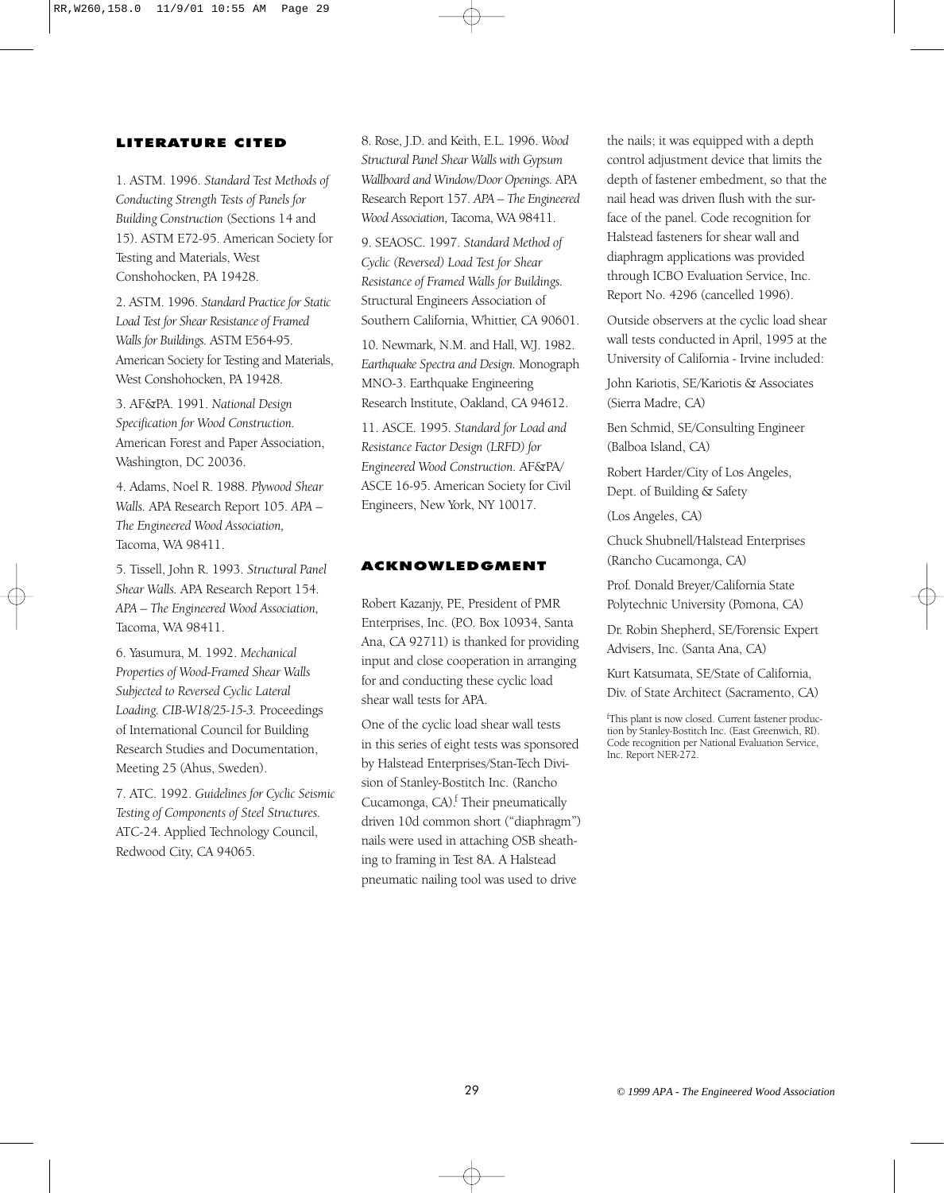## LITERATURE CITED

1. ASTM. 1996. *Standard Test Methods of Conducting Strength Tests of Panels for Building Construction* (Sections 14 and 15). ASTM E72-95. American Society for Testing and Materials, West Conshohocken, PA 19428.

2. ASTM. 1996. *Standard Practice for Static Load Test for Shear Resistance of Framed Walls for Buildings.* ASTM E564-95. American Society for Testing and Materials, West Conshohocken, PA 19428.

3. AF&PA. 1991. *National Design Specification for Wood Construction.* American Forest and Paper Association, Washington, DC 20036.

4. Adams, Noel R. 1988. *Plywood Shear Walls.* APA Research Report 105. *APA – The Engineered Wood Association,* Tacoma, WA 98411.

5. Tissell, John R. 1993. *Structural Panel Shear Walls.* APA Research Report 154. *APA – The Engineered Wood Association,* Tacoma, WA 98411.

6. Yasumura, M. 1992. *Mechanical Properties of Wood-Framed Shear Walls Subjected to Reversed Cyclic Lateral Loading. CIB-W18/25-15-3.* Proceedings of International Council for Building Research Studies and Documentation, Meeting 25 (Ahus, Sweden).

7. ATC. 1992. *Guidelines for Cyclic Seismic Testing of Components of Steel Structures.* ATC-24. Applied Technology Council, Redwood City, CA 94065.

8. Rose, J.D. and Keith, E.L. 1996. *Wood Structural Panel Shear Walls with Gypsum Wallboard and Window/Door Openings.* APA Research Report 157. *APA – The Engineered Wood Association,* Tacoma, WA 98411.

9. SEAOSC. 1997. *Standard Method of Cyclic (Reversed) Load Test for Shear Resistance of Framed Walls for Buildings.* Structural Engineers Association of Southern California, Whittier, CA 90601.

10. Newmark, N.M. and Hall, W.J. 1982. *Earthquake Spectra and Design.* Monograph MNO-3. Earthquake Engineering Research Institute, Oakland, CA 94612.

11. ASCE. 1995. *Standard for Load and Resistance Factor Design (LRFD) for Engineered Wood Construction.* AF&PA/ASCE 16-95. American Society for Civil Engineers, New York, NY 10017.

## ACKNOWLEDGMENT

Robert Kazanjy, PE, President of PMR Enterprises, Inc. (P.O. Box 10934, Santa Ana, CA 92711) is thanked for providing input and close cooperation in arranging for and conducting these cyclic load shear wall tests for APA.

One of the cyclic load shear wall tests in this series of eight tests was sponsored by Halstead Enterprises/Stan-Tech Division of Stanley-Bostitch Inc. (Rancho Cucamonga, CA).[f] Their pneumatically driven 10d common short ("diaphragm") nails were used in attaching OSB sheathing to framing in Test 8A. A Halstead pneumatic nailing tool was used to drive the nails; it was equipped with a depth control adjustment device that limits the depth of fastener embedment, so that the nail head was driven flush with the surface of the panel. Code recognition for Halstead fasteners for shear wall and diaphragm applications was provided through ICBO Evaluation Service, Inc. Report No. 4296 (cancelled 1996).

Outside observers at the cyclic load shear wall tests conducted in April, 1995 at the University of California - Irvine included:

John Kariotis, SE/Kariotis & Associates (Sierra Madre, CA)

Ben Schmid, SE/Consulting Engineer (Balboa Island, CA)

Robert Harder/City of Los Angeles, Dept. of Building & Safety

(Los Angeles, CA)

Chuck Shubnell/Halstead Enterprises (Rancho Cucamonga, CA)

Prof. Donald Breyer/California State Polytechnic University (Pomona, CA)

Dr. Robin Shepherd, SE/Forensic Expert Advisers, Inc. (Santa Ana, CA)

Kurt Katsumata, SE/State of California, Div. of State Architect (Sacramento, CA)

[f]This plant is now closed. Current fastener production by Stanley-Bostitch Inc. (East Greenwich, RI). Code recognition per National Evaluation Service, Inc. Report NER-272.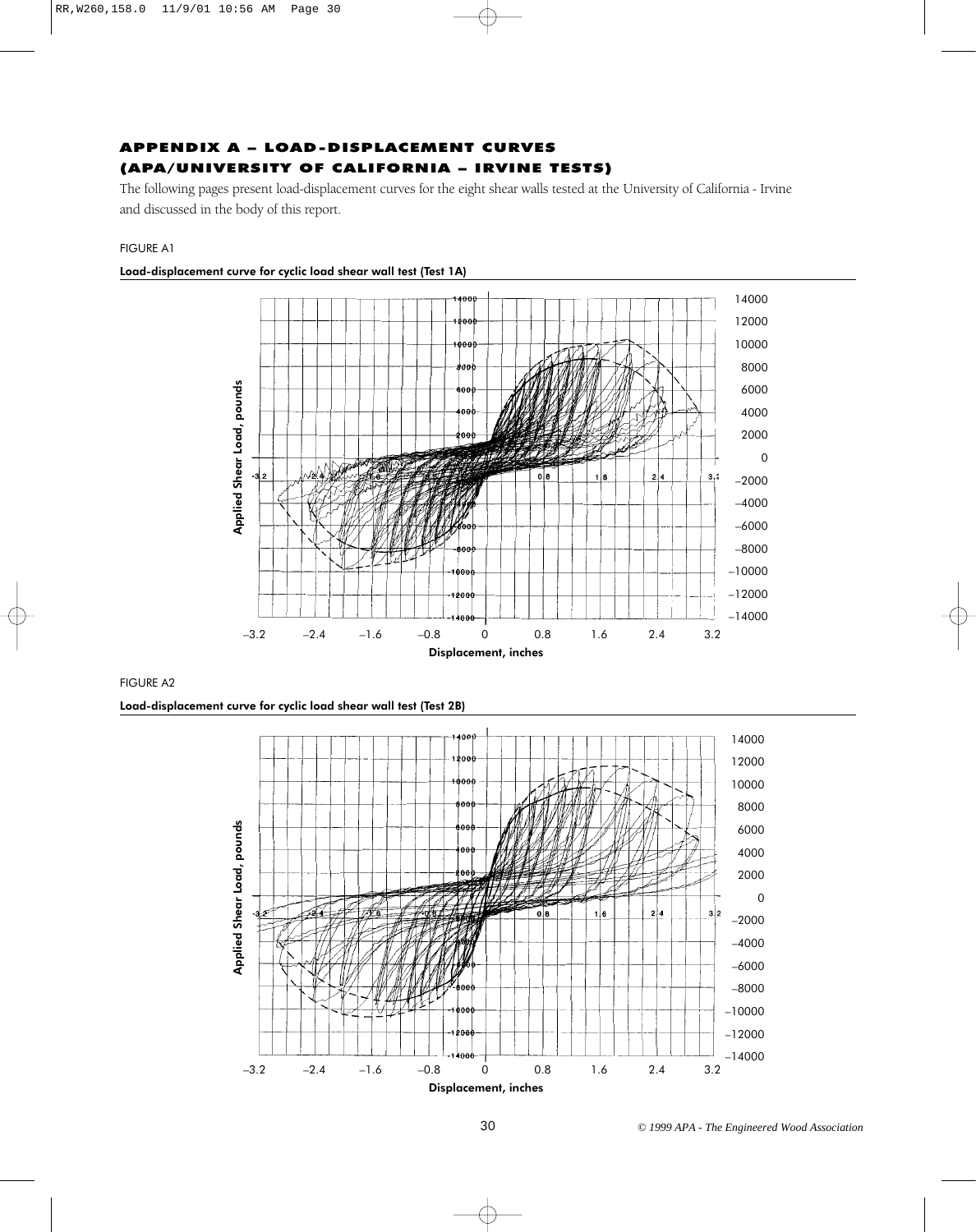## APPENDIX A – LOAD-DISPLACEMENT CURVES (APA/UNIVERSITY OF CALIFORNIA – IRVINE TESTS)

The following pages present load-displacement curves for the eight shear walls tested at the University of California - Irvine and discussed in the body of this report.

FIGURE A1

**Load-displacement curve for cyclic load shear wall test (Test 1A)**

FIGURE A2

**Load-displacement curve for cyclic load shear wall test (Test 2B)**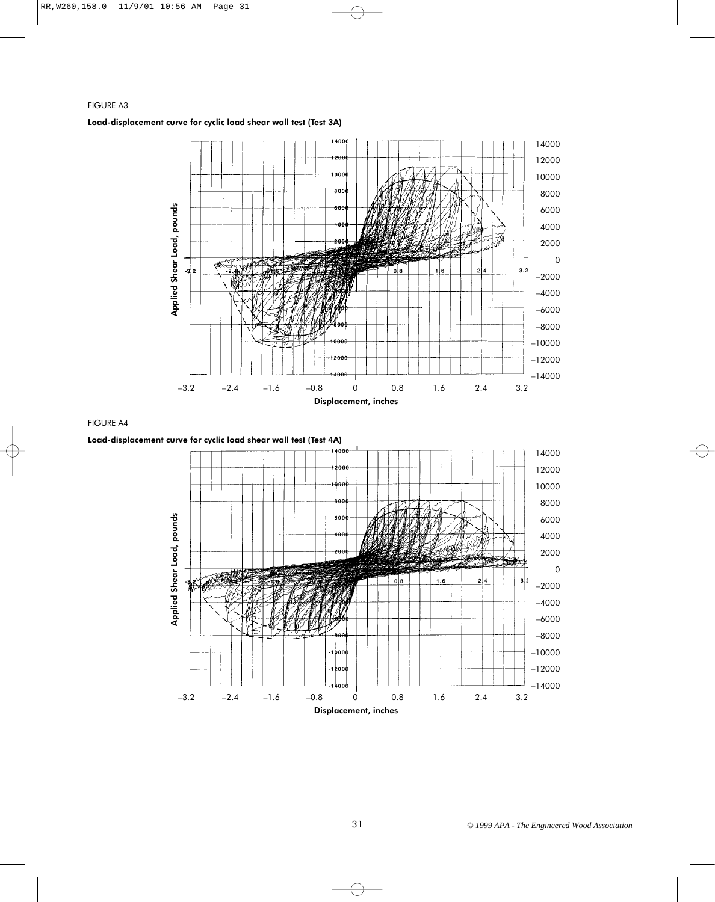FIGURE A3

**Load-displacement curve for cyclic load shear wall test (Test 3A)**

FIGURE A4

**Load-displacement curve for cyclic load shear wall test (Test 4A)**

*© 1999 APA - The Engineered Wood Association*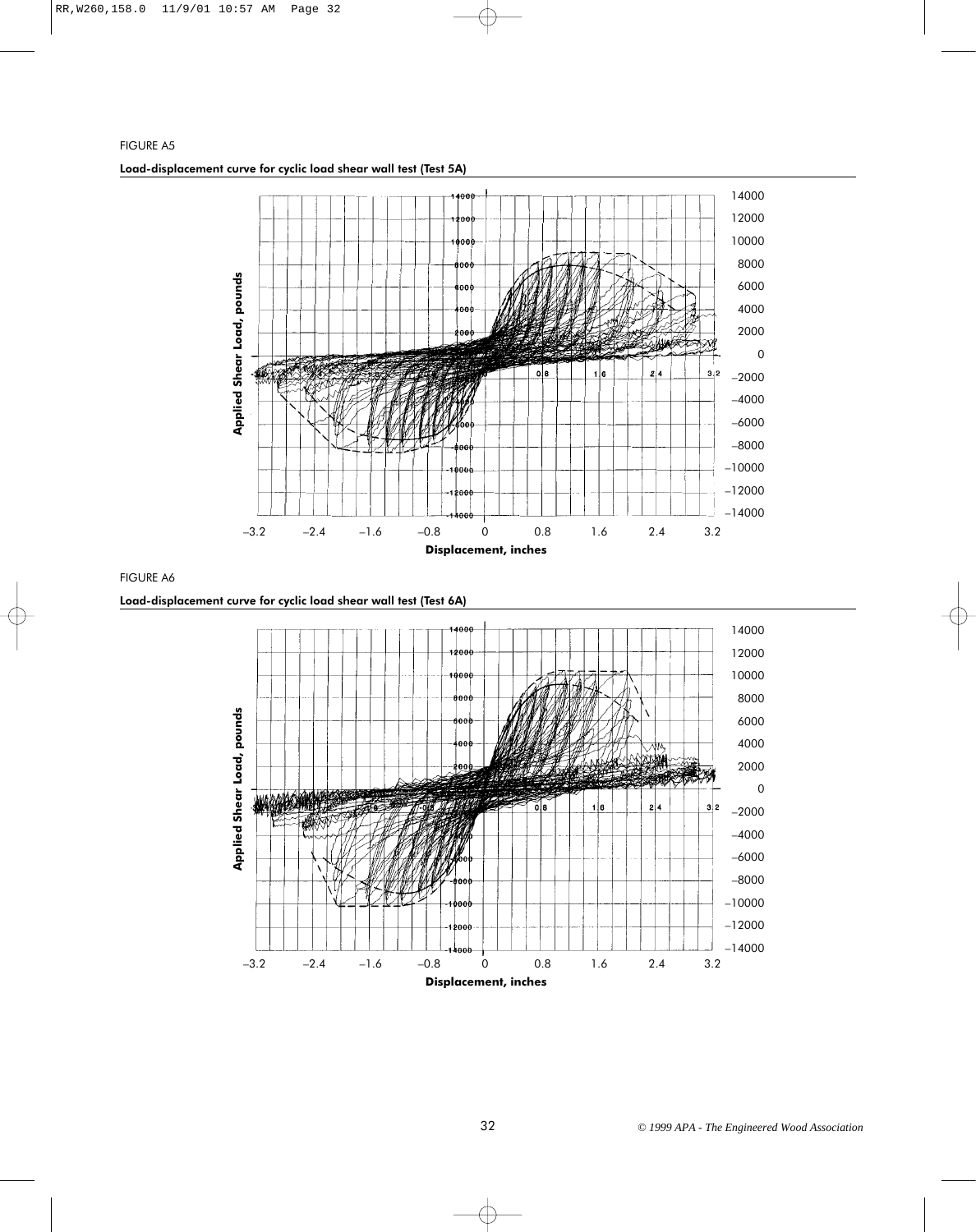FIGURE A5

**Load-displacement curve for cyclic load shear wall test (Test 5A)**

FIGURE A6

**Load-displacement curve for cyclic load shear wall test (Test 6A)**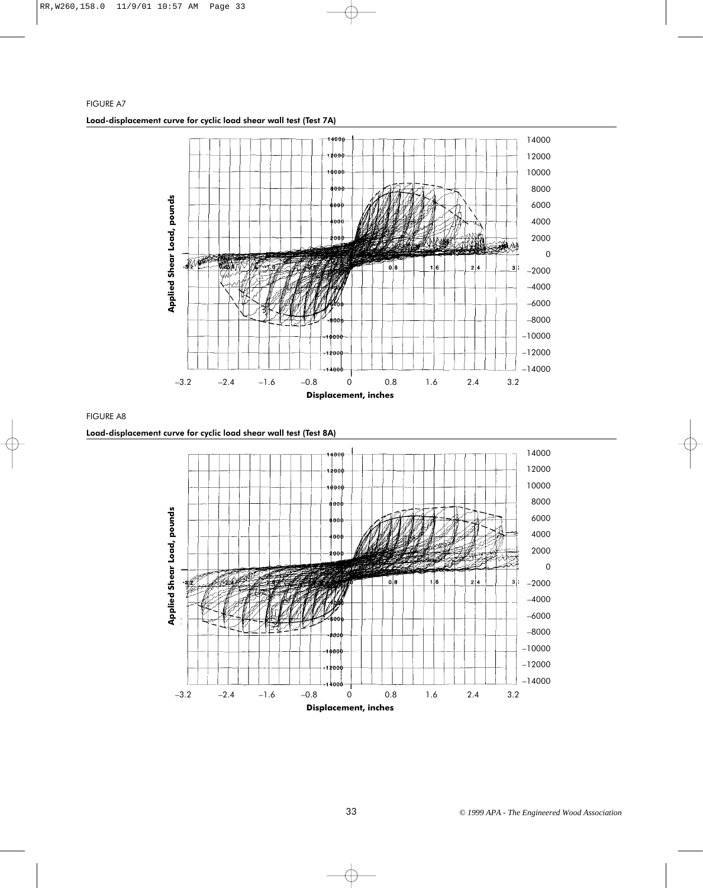FIGURE A7

**Load-displacement curve for cyclic load shear wall test (Test 7A)**

FIGURE A8

**Load-displacement curve for cyclic load shear wall test (Test 8A)**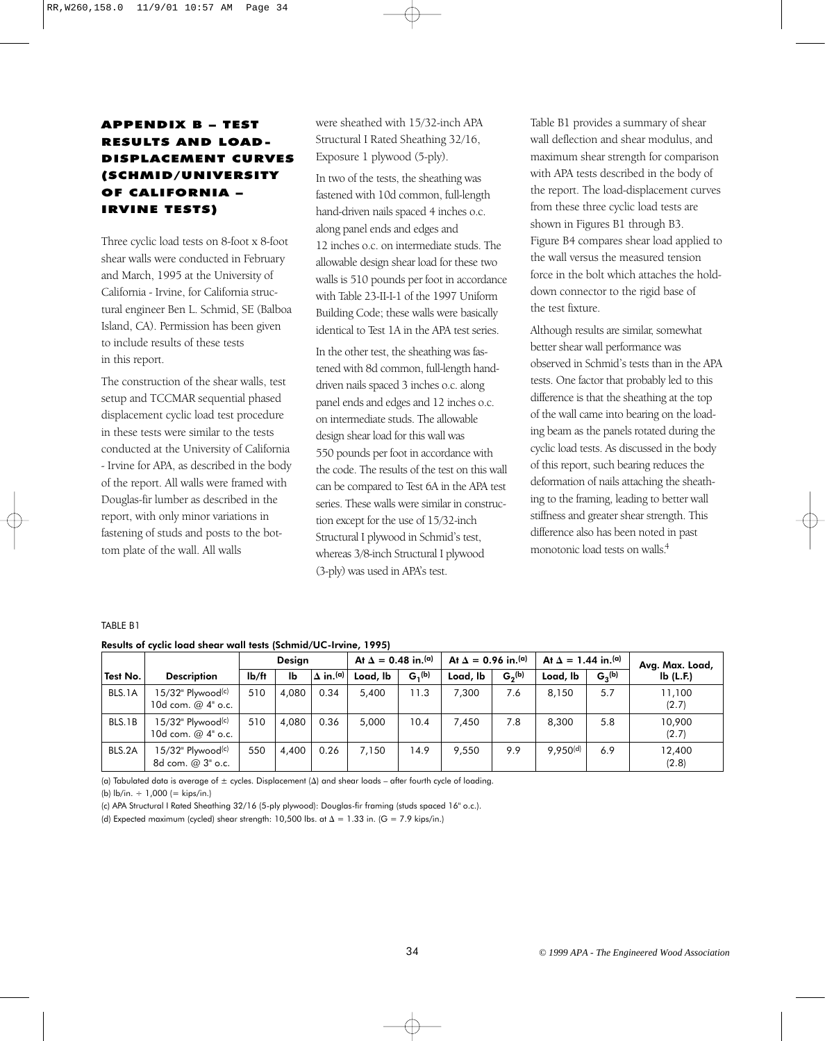## APPENDIX B – TEST RESULTS AND LOAD-DISPLACEMENT CURVES (SCHMID/UNIVERSITY OF CALIFORNIA – IRVINE TESTS)

Three cyclic load tests on 8-foot x 8-foot shear walls were conducted in February and March, 1995 at the University of California - Irvine, for California structural engineer Ben L. Schmid, SE (Balboa Island, CA). Permission has been given to include results of these tests in this report.

The construction of the shear walls, test setup and TCCMAR sequential phased displacement cyclic load test procedure in these tests were similar to the tests conducted at the University of California - Irvine for APA, as described in the body of the report. All walls were framed with Douglas-fir lumber as described in the report, with only minor variations in fastening of studs and posts to the bottom plate of the wall. All walls were sheathed with 15/32-inch APA Structural I Rated Sheathing 32/16, Exposure 1 plywood (5-ply).

In two of the tests, the sheathing was fastened with 10d common, full-length hand-driven nails spaced 4 inches o.c. along panel ends and edges and 12 inches o.c. on intermediate studs. The allowable design shear load for these two walls is 510 pounds per foot in accordance with Table 23-II-I-1 of the 1997 Uniform Building Code; these walls were basically identical to Test 1A in the APA test series.

In the other test, the sheathing was fastened with 8d common, full-length hand-driven nails spaced 3 inches o.c. along panel ends and edges and 12 inches o.c. on intermediate studs. The allowable design shear load for this wall was 550 pounds per foot in accordance with the code. The results of the test on this wall can be compared to Test 6A in the APA test series. These walls were similar in construction except for the use of 15/32-inch Structural I plywood in Schmid's test, whereas 3/8-inch Structural I plywood (3-ply) was used in APA's test.

Table B1 provides a summary of shear wall deflection and shear modulus, and maximum shear strength for comparison with APA tests described in the body of the report. The load-displacement curves from these three cyclic load tests are shown in Figures B1 through B3. Figure B4 compares shear load applied to the wall versus the measured tension force in the bolt which attaches the hold-down connector to the rigid base of the test fixture.

Although results are similar, somewhat better shear wall performance was observed in Schmid's tests than in the APA tests. One factor that probably led to this difference is that the sheathing at the top of the wall came into bearing on the loading beam as the panels rotated during the cyclic load tests. As discussed in the body of this report, such bearing reduces the deformation of nails attaching the sheathing to the framing, leading to better wall stiffness and greater shear strength. This difference also has been noted in past monotonic load tests on walls.[4]

TABLE B1

**Results of cyclic load shear wall tests (Schmid/UC-Irvine, 1995)**

| Test No. | Description | Design | | | At $\Delta$ = 0.48 in.(a) | | At $\Delta$ = 0.96 in.(a) | | At $\Delta$ = 1.44 in.(a) | | Avg. Max. Load, lb (L.F.) |
|---|---|---|---|---|---|---|---|---|---|---|---|
| | | lb/ft | lb | $\Delta$ in.(a) | Load, lb | $G_1$(b) | Load, lb | $G_2$(b) | Load, lb | $G_3$(b) | |
| BLS.1A | 15/32" Plywood(c) 10d com. @ 4" o.c. | 510 | 4,080 | 0.34 | 5,400 | 11.3 | 7,300 | 7.6 | 8,150 | 5.7 | 11,100 (2.7) |
| BLS.1B | 15/32" Plywood(c) 10d com. @ 4" o.c. | 510 | 4,080 | 0.36 | 5,000 | 10.4 | 7,450 | 7.8 | 8,300 | 5.8 | 10,900 (2.7) |
| BLS.2A | 15/32" Plywood(c) 8d com. @ 3" o.c. | 550 | 4,400 | 0.26 | 7,150 | 14.9 | 9,550 | 9.9 | 9,950(d) | 6.9 | 12,400 (2.8) |

(a) Tabulated data is average of ± cycles. Displacement ($\Delta$) and shear loads – after fourth cycle of loading.

(b) lb/in. ÷ 1,000 (= kips/in.)

(c) APA Structural I Rated Sheathing 32/16 (5-ply plywood): Douglas-fir framing (studs spaced 16" o.c.).

(d) Expected maximum (cycled) shear strength: 10,500 lbs. at $\Delta$ = 1.33 in. (G = 7.9 kips/in.)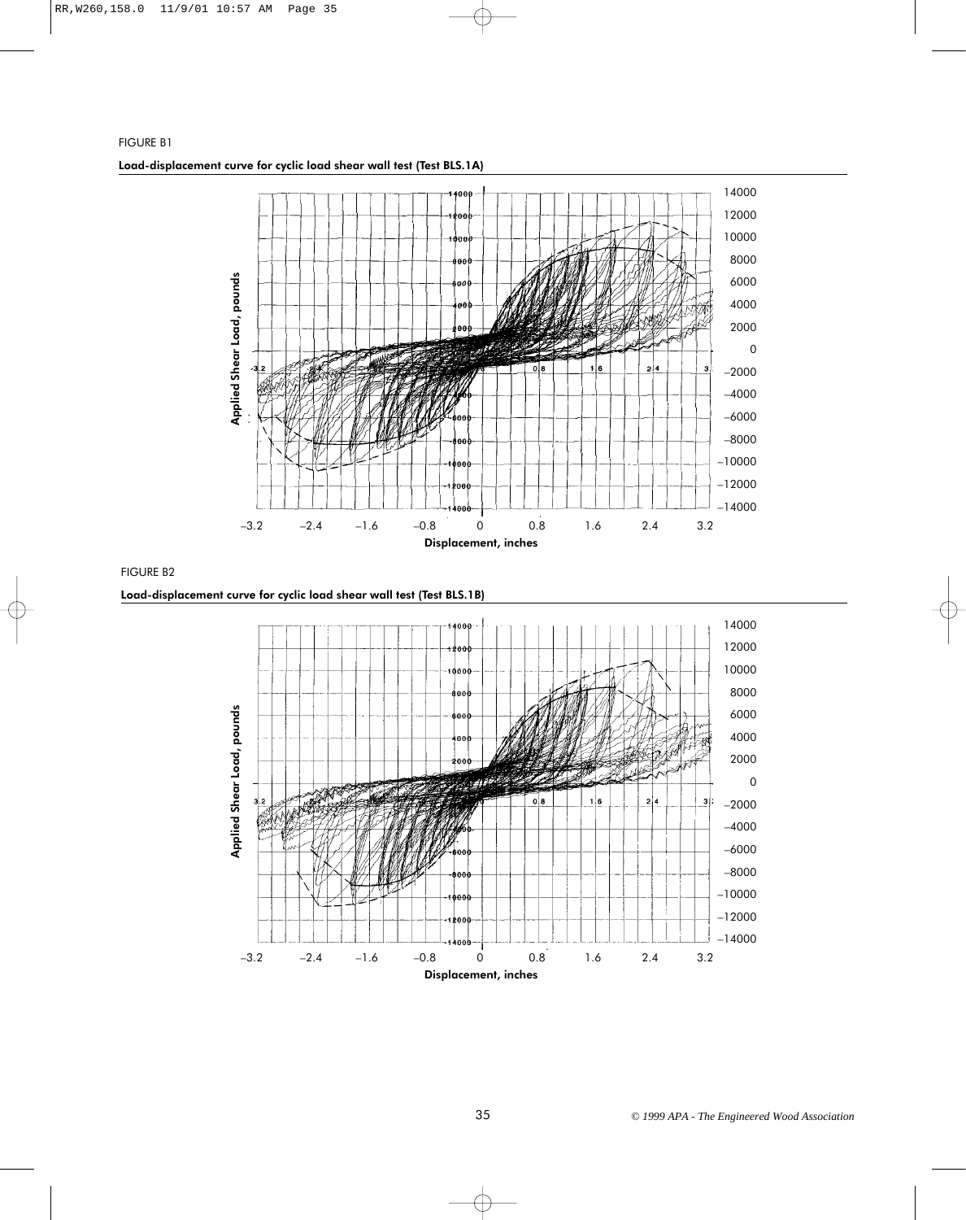FIGURE B1

**Load-displacement curve for cyclic load shear wall test (Test BLS.1A)**

Applied Shear Load, pounds

Displacement, inches

FIGURE B2

**Load-displacement curve for cyclic load shear wall test (Test BLS.1B)**

Applied Shear Load, pounds

Displacement, inches

*© 1999 APA - The Engineered Wood Association*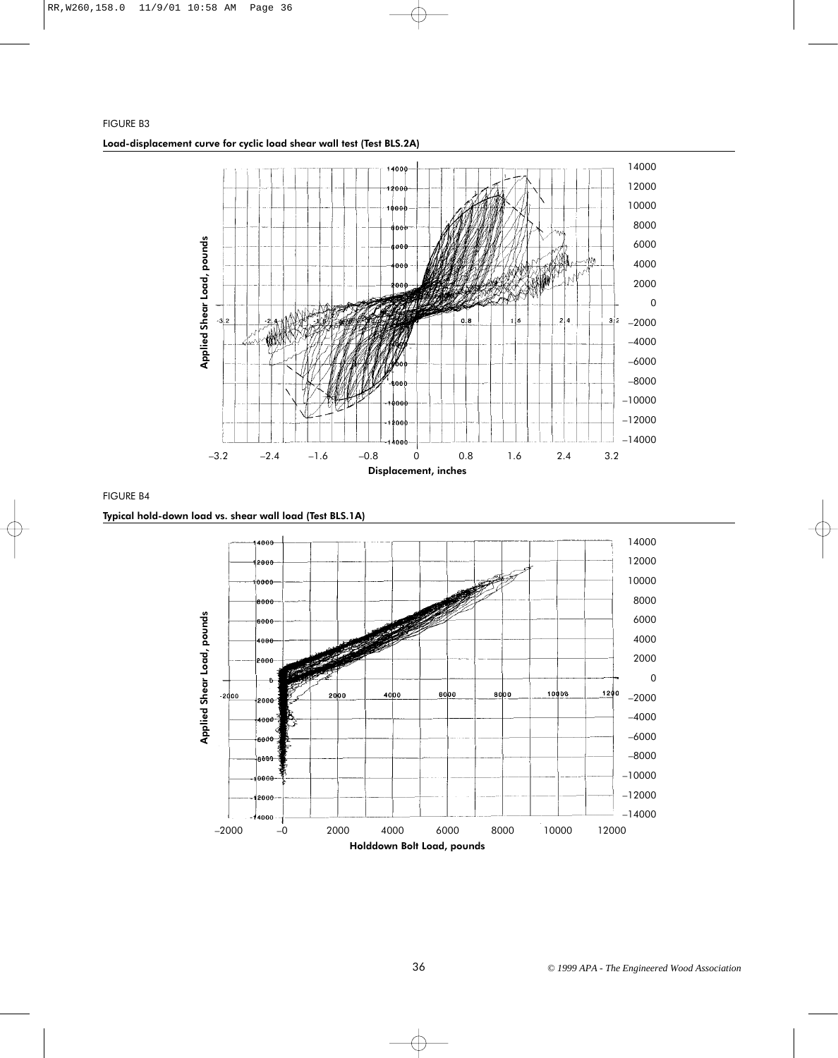FIGURE B3

**Load-displacement curve for cyclic load shear wall test (Test BLS.2A)**

FIGURE B4

**Typical hold-down load vs. shear wall load (Test BLS.1A)**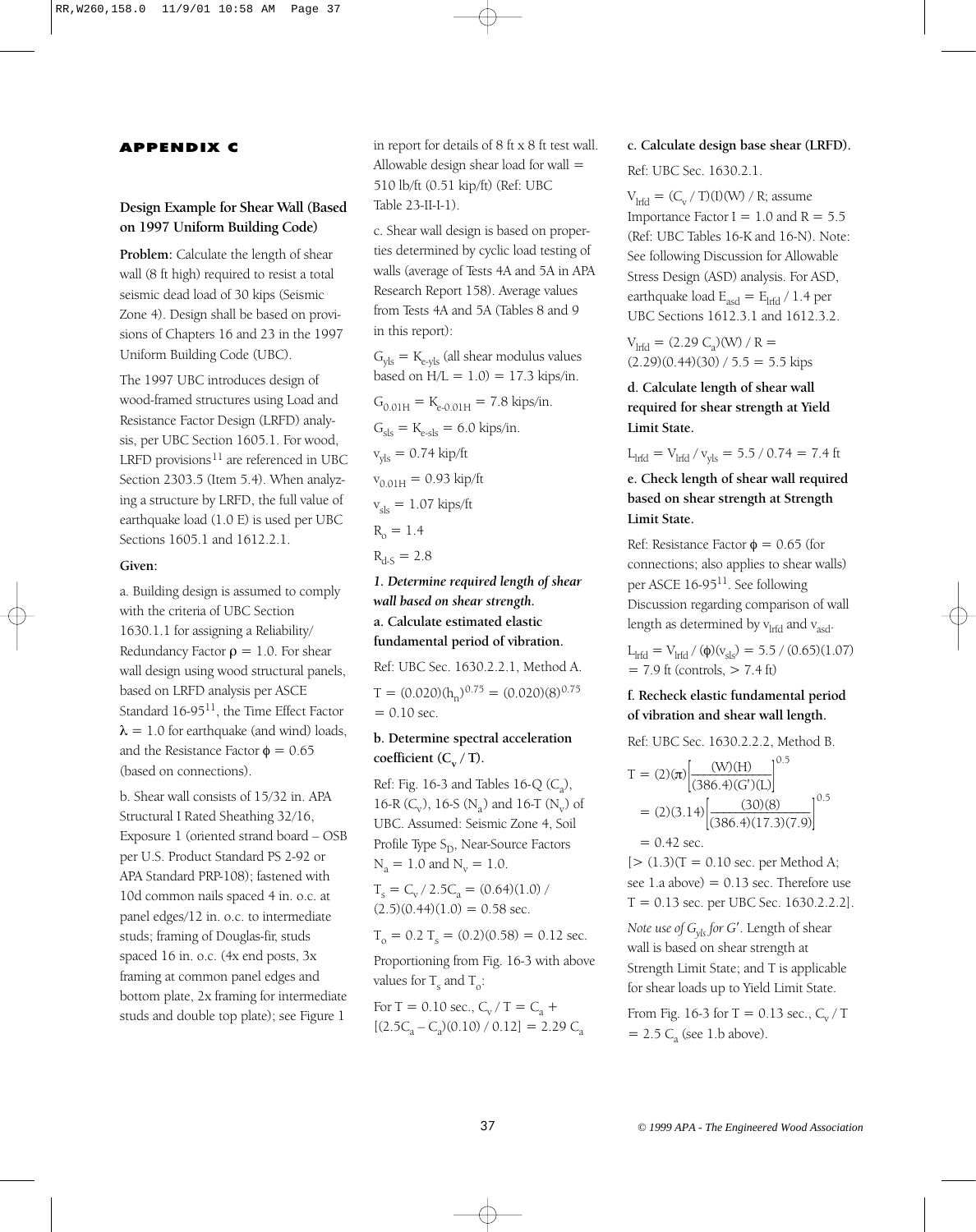## APPENDIX C

### Design Example for Shear Wall (Based on 1997 Uniform Building Code)

**Problem:** Calculate the length of shear wall (8 ft high) required to resist a total seismic dead load of 30 kips (Seismic Zone 4). Design shall be based on provisions of Chapters 16 and 23 in the 1997 Uniform Building Code (UBC).

The 1997 UBC introduces design of wood-framed structures using Load and Resistance Factor Design (LRFD) analysis, per UBC Section 1605.1. For wood, LRFD provisions[11] are referenced in UBC Section 2303.5 (Item 5.4). When analyzing a structure by LRFD, the full value of earthquake load (1.0 E) is used per UBC Sections 1605.1 and 1612.2.1.

**Given:**

a. Building design is assumed to comply with the criteria of UBC Section 1630.1.1 for assigning a Reliability/Redundancy Factor $\rho = 1.0$. For shear wall design using wood structural panels, based on LRFD analysis per ASCE Standard 16-95[11], the Time Effect Factor $\lambda = 1.0$ for earthquake (and wind) loads, and the Resistance Factor $\phi = 0.65$ (based on connections).

b. Shear wall consists of 15/32 in. APA Structural I Rated Sheathing 32/16, Exposure 1 (oriented strand board – OSB per U.S. Product Standard PS 2-92 or APA Standard PRP-108); fastened with 10d common nails spaced 4 in. o.c. at panel edges/12 in. o.c. to intermediate studs; framing of Douglas-fir, studs spaced 16 in. o.c. (4x end posts, 3x framing at common panel edges and bottom plate, 2x framing for intermediate studs and double top plate); see Figure 1 in report for details of 8 ft x 8 ft test wall. Allowable design shear load for wall = 510 lb/ft (0.51 kip/ft) (Ref: UBC Table 23-II-I-1).

c. Shear wall design is based on properties determined by cyclic load testing of walls (average of Tests 4A and 5A in APA Research Report 158). Average values from Tests 4A and 5A (Tables 8 and 9 in this report):

$G_{yls} = K_{e\text{-}yls}$ (all shear modulus values based on H/L = 1.0) = 17.3 kips/in.

$G_{0.01H} = K_{e\text{-}0.01H} = 7.8$ kips/in.

$G_{sls} = K_{e\text{-}sls} = 6.0$ kips/in.

$v_{yls} = 0.74$ kip/ft

$v_{0.01H} = 0.93$ kip/ft

$v_{sls} = 1.07$ kips/ft

$R_o = 1.4$

$R_{d\text{-}S} = 2.8$

#### *1. Determine required length of shear wall based on shear strength.*

**a. Calculate estimated elastic fundamental period of vibration.**

Ref: UBC Sec. 1630.2.2.1, Method A.

$T = (0.020)(h_n)^{0.75} = (0.020)(8)^{0.75} = 0.10$ sec.

**b. Determine spectral acceleration coefficient ($C_v$ / T).**

Ref: Fig. 16-3 and Tables 16-Q ($C_a$), 16-R ($C_v$), 16-S ($N_a$) and 16-T ($N_v$) of UBC. Assumed: Seismic Zone 4, Soil Profile Type $S_D$, Near-Source Factors $N_a = 1.0$ and $N_v = 1.0$.

$T_s = C_v / 2.5C_a = (0.64)(1.0) / (2.5)(0.44)(1.0) = 0.58$ sec.

$T_o = 0.2\ T_s = (0.2)(0.58) = 0.12$ sec.

Proportioning from Fig. 16-3 with above values for $T_s$ and $T_o$:

For T = 0.10 sec., $C_v / T = C_a + [(2.5C_a - C_a)(0.10) / 0.12] = 2.29\ C_a$

**c. Calculate design base shear (LRFD).**

Ref: UBC Sec. 1630.2.1.

$V_{lrfd} = (C_v / T)(I)(W) / R$; assume Importance Factor I = 1.0 and R = 5.5 (Ref: UBC Tables 16-K and 16-N). Note: See following Discussion for Allowable Stress Design (ASD) analysis. For ASD, earthquake load $E_{asd} = E_{lrfd} / 1.4$ per UBC Sections 1612.3.1 and 1612.3.2.

$V_{lrfd} = (2.29\ C_a)(W) / R = (2.29)(0.44)(30) / 5.5 = 5.5$ kips

**d. Calculate length of shear wall required for shear strength at Yield Limit State.**

$L_{lrfd} = V_{lrfd} / v_{yls} = 5.5 / 0.74 = 7.4$ ft

**e. Check length of shear wall required based on shear strength at Strength Limit State.**

Ref: Resistance Factor $\phi = 0.65$ (for connections; also applies to shear walls) per ASCE 16-95[11]. See following Discussion regarding comparison of wall length as determined by $v_{lrfd}$ and $v_{asd}$.

$L_{lrfd} = V_{lrfd} / (\phi)(v_{sls}) = 5.5 / (0.65)(1.07) = 7.9$ ft (controls, > 7.4 ft)

**f. Recheck elastic fundamental period of vibration and shear wall length.**

Ref: UBC Sec. 1630.2.2.2, Method B.

$$T = (2)(\pi)\left[\frac{(W)(H)}{(386.4)(G')(L)}\right]^{0.5}$$

$$= (2)(3.14)\left[\frac{(30)(8)}{(386.4)(17.3)(7.9)}\right]^{0.5}$$

$$= 0.42 \text{ sec.}$$

[> (1.3)(T = 0.10 sec. per Method A; see 1.a above) = 0.13 sec. Therefore use T = 0.13 sec. per UBC Sec. 1630.2.2.2].

*Note use of $G_{yls}$ for G′.* Length of shear wall is based on shear strength at Strength Limit State; and T is applicable for shear loads up to Yield Limit State.

From Fig. 16-3 for T = 0.13 sec., $C_v / T = 2.5\ C_a$ (see 1.b above).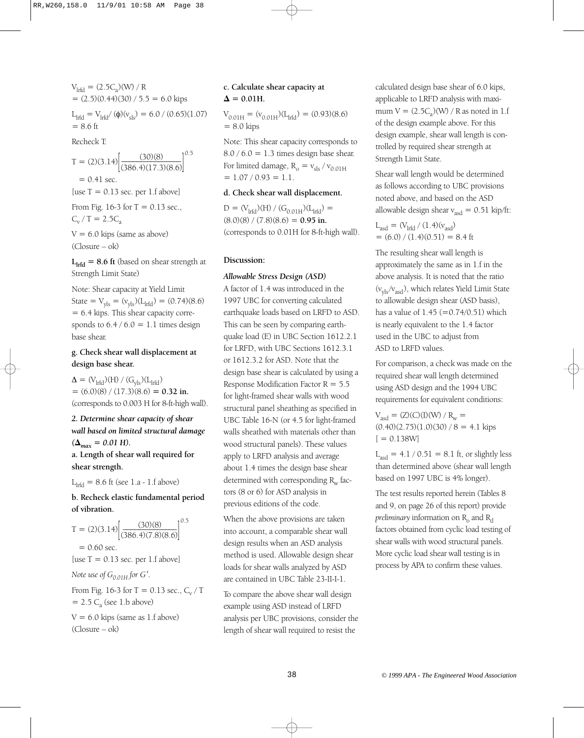$V_{lrfd} = (2.5C_a)(W) / R$
$= (2.5)(0.44)(30) / 5.5 = 6.0$ kips

$L_{lrfd} = V_{lrfd} / (\phi)(v_{sls}) = 6.0 / (0.65)(1.07)$
$= 8.6$ ft

Recheck T:

$$T = (2)(3.14)\left[\frac{(30)(8)}{(386.4)(17.3)(8.6)}\right]^{0.5}$$

$= 0.41$ sec.

[use T = 0.13 sec. per 1.f above]

From Fig. 16-3 for T = 0.13 sec.,
$C_v / T = 2.5C_a$

V = 6.0 kips (same as above)
(Closure – ok)

**$L_{lrfd}$ = 8.6 ft** (based on shear strength at Strength Limit State)

Note: Shear capacity at Yield Limit State = $V_{yls} = (v_{yls})(L_{lrfd}) = (0.74)(8.6)$ = 6.4 kips. This shear capacity corresponds to 6.4 / 6.0 = 1.1 times design base shear.

**g. Check shear wall displacement at design base shear.**

$\Delta = (V_{lrfd})(H) / (G_{yls})(L_{lrfd})$
$= (6.0)(8) / (17.3)(8.6) =$ **0.32 in.**
(corresponds to 0.003 H for 8-ft-high wall).

***2. Determine shear capacity of shear wall based on limited structural damage ($\Delta_{max}$ = 0.01 H).***

**a. Length of shear wall required for shear strength.**

$L_{lrfd} = 8.6$ ft (see 1.a - 1.f above)

**b. Recheck elastic fundamental period of vibration.**

$$T = (2)(3.14)\left[\frac{(30)(8)}{(386.4)(7.8)(8.6)}\right]^{0.5}$$

$= 0.60$ sec.

[use T = 0.13 sec. per 1.f above]

*Note use of $G_{0.01H}$ for G'.*

From Fig. 16-3 for T = 0.13 sec., $C_v / T = 2.5\ C_a$ (see 1.b above)

V = 6.0 kips (same as 1.f above)
(Closure – ok)

**c. Calculate shear capacity at $\Delta$ = 0.01H.**

$V_{0.01H} = (v_{0.01H})(L_{lrfd}) = (0.93)(8.6)$
$= 8.0$ kips

Note: This shear capacity corresponds to 8.0 / 6.0 = 1.3 times design base shear. For limited damage, $R_o = v_{sls} / v_{0.01H} = 1.07 / 0.93 = 1.1$.

**d. Check shear wall displacement.**

$D = (V_{lrfd})(H) / (G_{0.01H})(L_{lrfd}) =$
$(8.0)(8) / (7.8)(8.6) =$ **0.95 in.**
(corresponds to 0.01H for 8-ft-high wall).

**Discussion:**

***Allowable Stress Design (ASD)***

A factor of 1.4 was introduced in the 1997 UBC for converting calculated earthquake loads based on LRFD to ASD. This can be seen by comparing earthquake load (E) in UBC Section 1612.2.1 for LRFD, with UBC Sections 1612.3.1 or 1612.3.2 for ASD. Note that the design base shear is calculated by using a Response Modification Factor R = 5.5 for light-framed shear walls with wood structural panel sheathing as specified in UBC Table 16-N (or 4.5 for light-framed walls sheathed with materials other than wood structural panels). These values apply to LRFD analysis and average about 1.4 times the design base shear determined with corresponding $R_w$ factors (8 or 6) for ASD analysis in previous editions of the code.

When the above provisions are taken into account, a comparable shear wall design results when an ASD analysis method is used. Allowable design shear loads for shear walls analyzed by ASD are contained in UBC Table 23-II-I-1.

To compare the above shear wall design example using ASD instead of LRFD analysis per UBC provisions, consider the length of shear wall required to resist the calculated design base shear of 6.0 kips, applicable to LRFD analysis with maximum $V = (2.5C_a)(W) / R$ as noted in 1.f of the design example above. For this design example, shear wall length is controlled by required shear strength at Strength Limit State.

Shear wall length would be determined as follows according to UBC provisions noted above, and based on the ASD allowable design shear $v_{asd}$ = 0.51 kip/ft:

$L_{asd} = (V_{lrfd} / (1.4)(v_{asd})$
$= (6.0) / (1.4)(0.51) = 8.4$ ft

The resulting shear wall length is approximately the same as in 1.f in the above analysis. It is noted that the ratio ($v_{yls}/v_{asd}$), which relates Yield Limit State to allowable design shear (ASD basis), has a value of 1.45 (=0.74/0.51) which is nearly equivalent to the 1.4 factor used in the UBC to adjust from ASD to LRFD values.

For comparison, a check was made on the required shear wall length determined using ASD design and the 1994 UBC requirements for equivalent conditions:

$V_{asd} = (Z)(C)(I)(W) / R_w =$
$(0.40)(2.75)(1.0)(30) / 8 = 4.1$ kips
[ = 0.138W]

$L_{asd} = 4.1 / 0.51 = 8.1$ ft, or slightly less than determined above (shear wall length based on 1997 UBC is 4% longer).

The test results reported herein (Tables 8 and 9, on page 26 of this report) provide *preliminary* information on $R_o$ and $R_d$ factors obtained from cyclic load testing of shear walls with wood structural panels. More cyclic load shear wall testing is in process by APA to confirm these values.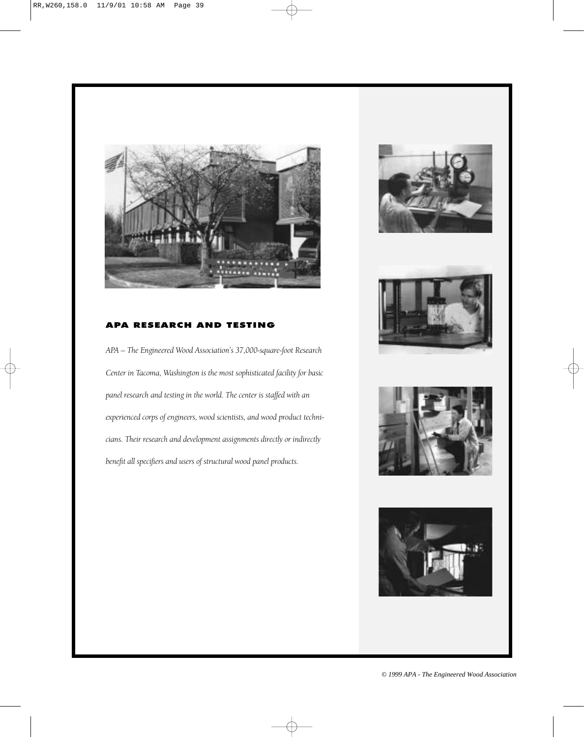## APA RESEARCH AND TESTING

*APA – The Engineered Wood Association's 37,000-square-foot Research Center in Tacoma, Washington is the most sophisticated facility for basic panel research and testing in the world. The center is staffed with an experienced corps of engineers, wood scientists, and wood product technicians. Their research and development assignments directly or indirectly benefit all specifiers and users of structural wood panel products.*

*© 1999 APA - The Engineered Wood Association*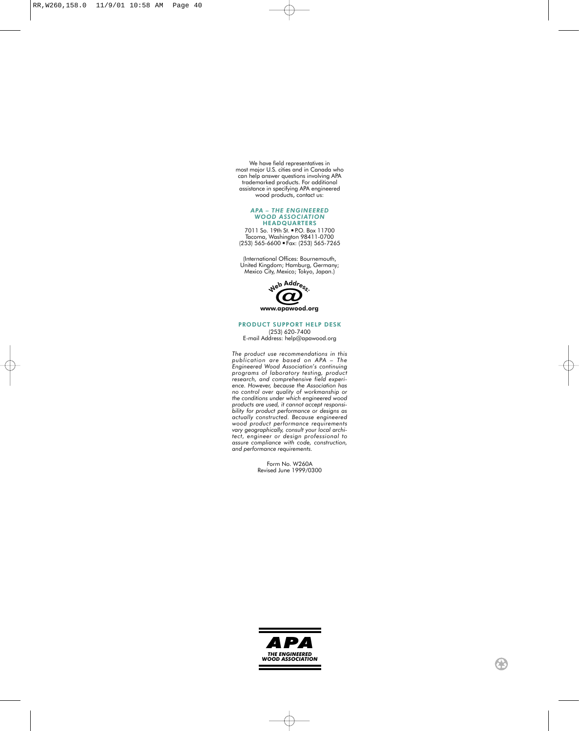We have field representatives in most major U.S. cities and in Canada who can help answer questions involving APA trademarked products. For additional assistance in specifying APA engineered wood products, contact us:

**APA – THE ENGINEERED WOOD ASSOCIATION HEADQUARTERS**

7011 So. 19th St. ▪ P.O. Box 11700
Tacoma, Washington 98411-0700
(253) 565-6600 ▪ Fax: (253) 565-7265

(International Offices: Bournemouth, United Kingdom; Hamburg, Germany; Mexico City, Mexico; Tokyo, Japan.)

Web Address:
**www.apawood.org**

**PRODUCT SUPPORT HELP DESK**

(253) 620-7400
E-mail Address: help@apawood.org

*The product use recommendations in this publication are based on APA – The Engineered Wood Association's continuing programs of laboratory testing, product research, and comprehensive field experience. However, because the Association has no control over quality of workmanship or the conditions under which engineered wood products are used, it cannot accept responsibility for product performance or designs as actually constructed. Because engineered wood product performance requirements vary geographically, consult your local architect, engineer or design professional to assure compliance with code, construction, and performance requirements.*

Form No. W260A
Revised June 1999/0300

**APA**
**THE ENGINEERED WOOD ASSOCIATION**